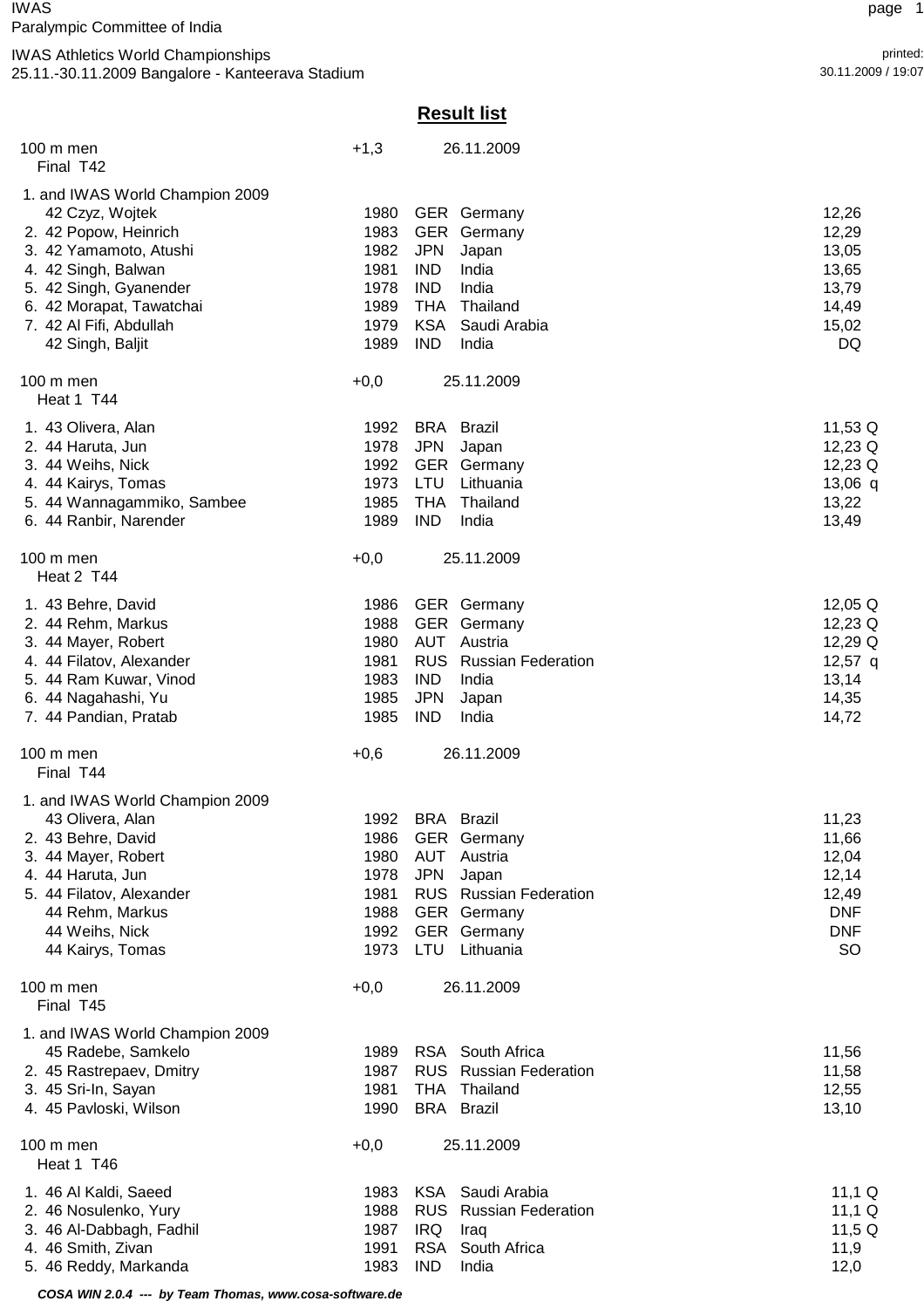IWAS
Paralympic Committee of India

IWAS Athletics World Championships
25.11.-30.11.2009 Bangalore - Kanteerava Stadium

printed:
30.11.2009 / 19:07

## Result list

### 100 m men — Final T42 — +1,3 — 26.11.2009

| Rank | Class | Name | Year | Code | Country | Result |
|---|---|---|---|---|---|---|
| 1. and IWAS World Champion 2009 | 42 | Czyz, Wojtek | 1980 | GER | Germany | 12,26 |
| 2. | 42 | Popow, Heinrich | 1983 | GER | Germany | 12,29 |
| 3. | 42 | Yamamoto, Atushi | 1982 | JPN | Japan | 13,05 |
| 4. | 42 | Singh, Balwan | 1981 | IND | India | 13,65 |
| 5. | 42 | Singh, Gyanender | 1978 | IND | India | 13,79 |
| 6. | 42 | Morapat, Tawatchai | 1989 | THA | Thailand | 14,49 |
| 7. | 42 | Al Fifi, Abdullah | 1979 | KSA | Saudi Arabia | 15,02 |
| | 42 | Singh, Baljit | 1989 | IND | India | DQ |

### 100 m men — Heat 1 T44 — +0,0 — 25.11.2009

| Rank | Class | Name | Year | Code | Country | Result |
|---|---|---|---|---|---|---|
| 1. | 43 | Olivera, Alan | 1992 | BRA | Brazil | 11,53 Q |
| 2. | 44 | Haruta, Jun | 1978 | JPN | Japan | 12,23 Q |
| 3. | 44 | Weihs, Nick | 1992 | GER | Germany | 12,23 Q |
| 4. | 44 | Kairys, Tomas | 1973 | LTU | Lithuania | 13,06 q |
| 5. | 44 | Wannagammiko, Sambee | 1985 | THA | Thailand | 13,22 |
| 6. | 44 | Ranbir, Narender | 1989 | IND | India | 13,49 |

### 100 m men — Heat 2 T44 — +0,0 — 25.11.2009

| Rank | Class | Name | Year | Code | Country | Result |
|---|---|---|---|---|---|---|
| 1. | 43 | Behre, David | 1986 | GER | Germany | 12,05 Q |
| 2. | 44 | Rehm, Markus | 1988 | GER | Germany | 12,23 Q |
| 3. | 44 | Mayer, Robert | 1980 | AUT | Austria | 12,29 Q |
| 4. | 44 | Filatov, Alexander | 1981 | RUS | Russian Federation | 12,57 q |
| 5. | 44 | Ram Kuwar, Vinod | 1983 | IND | India | 13,14 |
| 6. | 44 | Nagahashi, Yu | 1985 | JPN | Japan | 14,35 |
| 7. | 44 | Pandian, Pratab | 1985 | IND | India | 14,72 |

### 100 m men — Final T44 — +0,6 — 26.11.2009

| Rank | Class | Name | Year | Code | Country | Result |
|---|---|---|---|---|---|---|
| 1. and IWAS World Champion 2009 | 43 | Olivera, Alan | 1992 | BRA | Brazil | 11,23 |
| 2. | 43 | Behre, David | 1986 | GER | Germany | 11,66 |
| 3. | 44 | Mayer, Robert | 1980 | AUT | Austria | 12,04 |
| 4. | 44 | Haruta, Jun | 1978 | JPN | Japan | 12,14 |
| 5. | 44 | Filatov, Alexander | 1981 | RUS | Russian Federation | 12,49 |
| | 44 | Rehm, Markus | 1988 | GER | Germany | DNF |
| | 44 | Weihs, Nick | 1992 | GER | Germany | DNF |
| | 44 | Kairys, Tomas | 1973 | LTU | Lithuania | SO |

### 100 m men — Final T45 — +0,0 — 26.11.2009

| Rank | Class | Name | Year | Code | Country | Result |
|---|---|---|---|---|---|---|
| 1. and IWAS World Champion 2009 | 45 | Radebe, Samkelo | 1989 | RSA | South Africa | 11,56 |
| 2. | 45 | Rastrepaev, Dmitry | 1987 | RUS | Russian Federation | 11,58 |
| 3. | 45 | Sri-In, Sayan | 1981 | THA | Thailand | 12,55 |
| 4. | 45 | Pavloski, Wilson | 1990 | BRA | Brazil | 13,10 |

### 100 m men — Heat 1 T46 — +0,0 — 25.11.2009

| Rank | Class | Name | Year | Code | Country | Result |
|---|---|---|---|---|---|---|
| 1. | 46 | Al Kaldi, Saeed | 1983 | KSA | Saudi Arabia | 11,1 Q |
| 2. | 46 | Nosulenko, Yury | 1988 | RUS | Russian Federation | 11,1 Q |
| 3. | 46 | Al-Dabbagh, Fadhil | 1987 | IRQ | Iraq | 11,5 Q |
| 4. | 46 | Smith, Zivan | 1991 | RSA | South Africa | 11,9 |
| 5. | 46 | Reddy, Markanda | 1983 | IND | India | 12,0 |

*COSA WIN 2.0.4 --- by Team Thomas, www.cosa-software.de*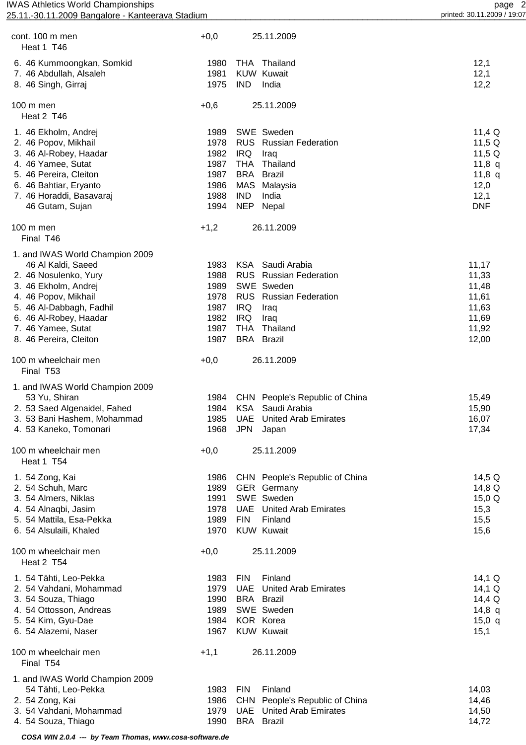### cont. 100 m men — Heat 1 T46 (+0,0, 25.11.2009)

| Rank | Class | Name | Year | Code | Country | Result |
|---|---|---|---|---|---|---|
| 6. | 46 | Kummoongkan, Somkid | 1980 | THA | Thailand | 12,1 |
| 7. | 46 | Abdullah, Alsaleh | 1981 | KUW | Kuwait | 12,1 |
| 8. | 46 | Singh, Girraj | 1975 | IND | India | 12,2 |

### 100 m men — Heat 2 T46 (+0,6, 25.11.2009)

| Rank | Class | Name | Year | Code | Country | Result |
|---|---|---|---|---|---|---|
| 1. | 46 | Ekholm, Andrej | 1989 | SWE | Sweden | 11,4 Q |
| 2. | 46 | Popov, Mikhail | 1978 | RUS | Russian Federation | 11,5 Q |
| 3. | 46 | Al-Robey, Haadar | 1982 | IRQ | Iraq | 11,5 Q |
| 4. | 46 | Yamee, Sutat | 1987 | THA | Thailand | 11,8 q |
| 5. | 46 | Pereira, Cleiton | 1987 | BRA | Brazil | 11,8 q |
| 6. | 46 | Bahtiar, Eryanto | 1986 | MAS | Malaysia | 12,0 |
| 7. | 46 | Horaddi, Basavaraj | 1988 | IND | India | 12,1 |
| | 46 | Gutam, Sujan | 1994 | NEP | Nepal | DNF |

### 100 m men — Final T46 (+1,2, 26.11.2009)

| Rank | Class | Name | Year | Code | Country | Result |
|---|---|---|---|---|---|---|
| 1. and IWAS World Champion 2009 | 46 | Al Kaldi, Saeed | 1983 | KSA | Saudi Arabia | 11,17 |
| 2. | 46 | Nosulenko, Yury | 1988 | RUS | Russian Federation | 11,33 |
| 3. | 46 | Ekholm, Andrej | 1989 | SWE | Sweden | 11,48 |
| 4. | 46 | Popov, Mikhail | 1978 | RUS | Russian Federation | 11,61 |
| 5. | 46 | Al-Dabbagh, Fadhil | 1987 | IRQ | Iraq | 11,63 |
| 6. | 46 | Al-Robey, Haadar | 1982 | IRQ | Iraq | 11,69 |
| 7. | 46 | Yamee, Sutat | 1987 | THA | Thailand | 11,92 |
| 8. | 46 | Pereira, Cleiton | 1987 | BRA | Brazil | 12,00 |

### 100 m wheelchair men — Final T53 (+0,0, 26.11.2009)

| Rank | Class | Name | Year | Code | Country | Result |
|---|---|---|---|---|---|---|
| 1. and IWAS World Champion 2009 | 53 | Yu, Shiran | 1984 | CHN | People's Republic of China | 15,49 |
| 2. | 53 | Saed Algenaidel, Fahed | 1984 | KSA | Saudi Arabia | 15,90 |
| 3. | 53 | Bani Hashem, Mohammad | 1985 | UAE | United Arab Emirates | 16,07 |
| 4. | 53 | Kaneko, Tomonari | 1968 | JPN | Japan | 17,34 |

### 100 m wheelchair men — Heat 1 T54 (+0,0, 25.11.2009)

| Rank | Class | Name | Year | Code | Country | Result |
|---|---|---|---|---|---|---|
| 1. | 54 | Zong, Kai | 1986 | CHN | People's Republic of China | 14,5 Q |
| 2. | 54 | Schuh, Marc | 1989 | GER | Germany | 14,8 Q |
| 3. | 54 | Almers, Niklas | 1991 | SWE | Sweden | 15,0 Q |
| 4. | 54 | Alnaqbi, Jasim | 1978 | UAE | United Arab Emirates | 15,3 |
| 5. | 54 | Mattila, Esa-Pekka | 1989 | FIN | Finland | 15,5 |
| 6. | 54 | Alsulaili, Khaled | 1970 | KUW | Kuwait | 15,6 |

### 100 m wheelchair men — Heat 2 T54 (+0,0, 25.11.2009)

| Rank | Class | Name | Year | Code | Country | Result |
|---|---|---|---|---|---|---|
| 1. | 54 | Tähti, Leo-Pekka | 1983 | FIN | Finland | 14,1 Q |
| 2. | 54 | Vahdani, Mohammad | 1979 | UAE | United Arab Emirates | 14,1 Q |
| 3. | 54 | Souza, Thiago | 1990 | BRA | Brazil | 14,4 Q |
| 4. | 54 | Ottosson, Andreas | 1989 | SWE | Sweden | 14,8 q |
| 5. | 54 | Kim, Gyu-Dae | 1984 | KOR | Korea | 15,0 q |
| 6. | 54 | Alazemi, Naser | 1967 | KUW | Kuwait | 15,1 |

### 100 m wheelchair men — Final T54 (+1,1, 26.11.2009)

| Rank | Class | Name | Year | Code | Country | Result |
|---|---|---|---|---|---|---|
| 1. and IWAS World Champion 2009 | 54 | Tähti, Leo-Pekka | 1983 | FIN | Finland | 14,03 |
| 2. | 54 | Zong, Kai | 1986 | CHN | People's Republic of China | 14,46 |
| 3. | 54 | Vahdani, Mohammad | 1979 | UAE | United Arab Emirates | 14,50 |
| 4. | 54 | Souza, Thiago | 1990 | BRA | Brazil | 14,72 |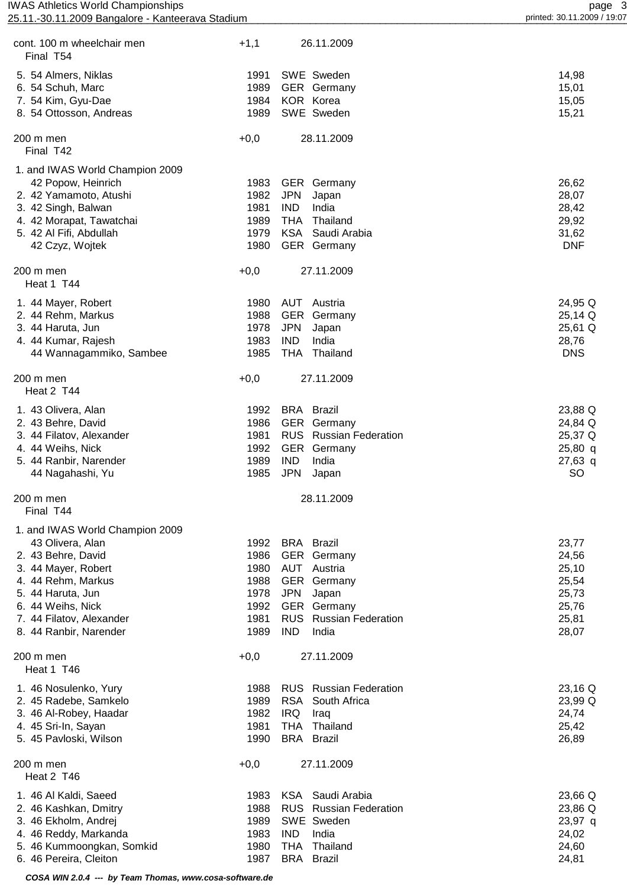cont. 100 m wheelchair men +1,1 26.11.2009
Final T54

| Place | Class | Name | Year | Nat | Country | Result |
|---|---|---|---|---|---|---|
| 5. | 54 | Almers, Niklas | 1991 | SWE | Sweden | 14,98 |
| 6. | 54 | Schuh, Marc | 1989 | GER | Germany | 15,01 |
| 7. | 54 | Kim, Gyu-Dae | 1984 | KOR | Korea | 15,05 |
| 8. | 54 | Ottosson, Andreas | 1989 | SWE | Sweden | 15,21 |

200 m men +0,0 28.11.2009
Final T42

| Place | Class | Name | Year | Nat | Country | Result |
|---|---|---|---|---|---|---|
| 1. and IWAS World Champion 2009 | 42 | Popow, Heinrich | 1983 | GER | Germany | 26,62 |
| 2. | 42 | Yamamoto, Atushi | 1982 | JPN | Japan | 28,07 |
| 3. | 42 | Singh, Balwan | 1981 | IND | India | 28,42 |
| 4. | 42 | Morapat, Tawatchai | 1989 | THA | Thailand | 29,92 |
| 5. | 42 | Al Fifi, Abdullah | 1979 | KSA | Saudi Arabia | 31,62 |
| | 42 | Czyz, Wojtek | 1980 | GER | Germany | DNF |

200 m men +0,0 27.11.2009
Heat 1 T44

| Place | Class | Name | Year | Nat | Country | Result |
|---|---|---|---|---|---|---|
| 1. | 44 | Mayer, Robert | 1980 | AUT | Austria | 24,95 Q |
| 2. | 44 | Rehm, Markus | 1988 | GER | Germany | 25,14 Q |
| 3. | 44 | Haruta, Jun | 1978 | JPN | Japan | 25,61 Q |
| 4. | 44 | Kumar, Rajesh | 1983 | IND | India | 28,76 |
| | 44 | Wannagammiko, Sambee | 1985 | THA | Thailand | DNS |

200 m men +0,0 27.11.2009
Heat 2 T44

| Place | Class | Name | Year | Nat | Country | Result |
|---|---|---|---|---|---|---|
| 1. | 43 | Olivera, Alan | 1992 | BRA | Brazil | 23,88 Q |
| 2. | 43 | Behre, David | 1986 | GER | Germany | 24,84 Q |
| 3. | 44 | Filatov, Alexander | 1981 | RUS | Russian Federation | 25,37 Q |
| 4. | 44 | Weihs, Nick | 1992 | GER | Germany | 25,80 q |
| 5. | 44 | Ranbir, Narender | 1989 | IND | India | 27,63 q |
| | 44 | Nagahashi, Yu | 1985 | JPN | Japan | SO |

200 m men 28.11.2009
Final T44

| Place | Class | Name | Year | Nat | Country | Result |
|---|---|---|---|---|---|---|
| 1. and IWAS World Champion 2009 | 43 | Olivera, Alan | 1992 | BRA | Brazil | 23,77 |
| 2. | 43 | Behre, David | 1986 | GER | Germany | 24,56 |
| 3. | 44 | Mayer, Robert | 1980 | AUT | Austria | 25,10 |
| 4. | 44 | Rehm, Markus | 1988 | GER | Germany | 25,54 |
| 5. | 44 | Haruta, Jun | 1978 | JPN | Japan | 25,73 |
| 6. | 44 | Weihs, Nick | 1992 | GER | Germany | 25,76 |
| 7. | 44 | Filatov, Alexander | 1981 | RUS | Russian Federation | 25,81 |
| 8. | 44 | Ranbir, Narender | 1989 | IND | India | 28,07 |

200 m men +0,0 27.11.2009
Heat 1 T46

| Place | Class | Name | Year | Nat | Country | Result |
|---|---|---|---|---|---|---|
| 1. | 46 | Nosulenko, Yury | 1988 | RUS | Russian Federation | 23,16 Q |
| 2. | 45 | Radebe, Samkelo | 1989 | RSA | South Africa | 23,99 Q |
| 3. | 46 | Al-Robey, Haadar | 1982 | IRQ | Iraq | 24,74 |
| 4. | 45 | Sri-In, Sayan | 1981 | THA | Thailand | 25,42 |
| 5. | 45 | Pavloski, Wilson | 1990 | BRA | Brazil | 26,89 |

200 m men +0,0 27.11.2009
Heat 2 T46

| Place | Class | Name | Year | Nat | Country | Result |
|---|---|---|---|---|---|---|
| 1. | 46 | Al Kaldi, Saeed | 1983 | KSA | Saudi Arabia | 23,66 Q |
| 2. | 46 | Kashkan, Dmitry | 1988 | RUS | Russian Federation | 23,86 Q |
| 3. | 46 | Ekholm, Andrej | 1989 | SWE | Sweden | 23,97 q |
| 4. | 46 | Reddy, Markanda | 1983 | IND | India | 24,02 |
| 5. | 46 | Kummoongkan, Somkid | 1980 | THA | Thailand | 24,60 |
| 6. | 46 | Pereira, Cleiton | 1987 | BRA | Brazil | 24,81 |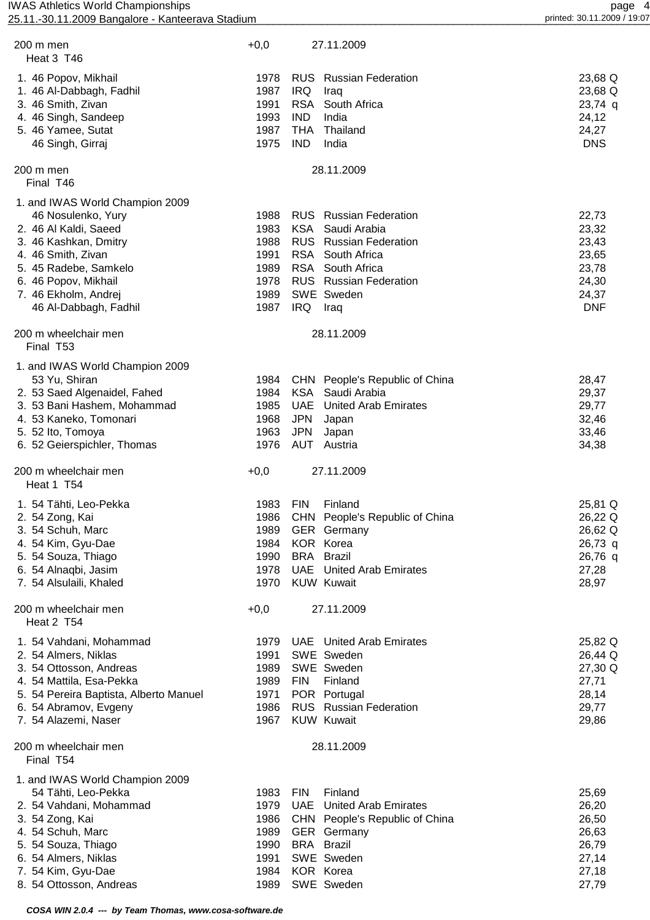## 200 m men — Heat 3 T46

+0,0 — 27.11.2009

| Place | Class | Name | Year | Code | Country | Result |
|---|---|---|---|---|---|---|
| 1. | 46 | Popov, Mikhail | 1978 | RUS | Russian Federation | 23,68 Q |
| 1. | 46 | Al-Dabbagh, Fadhil | 1987 | IRQ | Iraq | 23,68 Q |
| 3. | 46 | Smith, Zivan | 1991 | RSA | South Africa | 23,74 q |
| 4. | 46 | Singh, Sandeep | 1993 | IND | India | 24,12 |
| 5. | 46 | Yamee, Sutat | 1987 | THA | Thailand | 24,27 |
| | 46 | Singh, Girraj | 1975 | IND | India | DNS |

## 200 m men — Final T46

28.11.2009

| Place | Class | Name | Year | Code | Country | Result |
|---|---|---|---|---|---|---|
| 1. and IWAS World Champion 2009 | 46 | Nosulenko, Yury | 1988 | RUS | Russian Federation | 22,73 |
| 2. | 46 | Al Kaldi, Saeed | 1983 | KSA | Saudi Arabia | 23,32 |
| 3. | 46 | Kashkan, Dmitry | 1988 | RUS | Russian Federation | 23,43 |
| 4. | 46 | Smith, Zivan | 1991 | RSA | South Africa | 23,65 |
| 5. | 45 | Radebe, Samkelo | 1989 | RSA | South Africa | 23,78 |
| 6. | 46 | Popov, Mikhail | 1978 | RUS | Russian Federation | 24,30 |
| 7. | 46 | Ekholm, Andrej | 1989 | SWE | Sweden | 24,37 |
| | 46 | Al-Dabbagh, Fadhil | 1987 | IRQ | Iraq | DNF |

## 200 m wheelchair men — Final T53

28.11.2009

| Place | Class | Name | Year | Code | Country | Result |
|---|---|---|---|---|---|---|
| 1. and IWAS World Champion 2009 | 53 | Yu, Shiran | 1984 | CHN | People's Republic of China | 28,47 |
| 2. | 53 | Saed Algenaidel, Fahed | 1984 | KSA | Saudi Arabia | 29,37 |
| 3. | 53 | Bani Hashem, Mohammad | 1985 | UAE | United Arab Emirates | 29,77 |
| 4. | 53 | Kaneko, Tomonari | 1968 | JPN | Japan | 32,46 |
| 5. | 52 | Ito, Tomoya | 1963 | JPN | Japan | 33,46 |
| 6. | 52 | Geierspichler, Thomas | 1976 | AUT | Austria | 34,38 |

## 200 m wheelchair men — Heat 1 T54

+0,0 — 27.11.2009

| Place | Class | Name | Year | Code | Country | Result |
|---|---|---|---|---|---|---|
| 1. | 54 | Tähti, Leo-Pekka | 1983 | FIN | Finland | 25,81 Q |
| 2. | 54 | Zong, Kai | 1986 | CHN | People's Republic of China | 26,22 Q |
| 3. | 54 | Schuh, Marc | 1989 | GER | Germany | 26,62 Q |
| 4. | 54 | Kim, Gyu-Dae | 1984 | KOR | Korea | 26,73 q |
| 5. | 54 | Souza, Thiago | 1990 | BRA | Brazil | 26,76 q |
| 6. | 54 | Alnaqbi, Jasim | 1978 | UAE | United Arab Emirates | 27,28 |
| 7. | 54 | Alsulaili, Khaled | 1970 | KUW | Kuwait | 28,97 |

## 200 m wheelchair men — Heat 2 T54

+0,0 — 27.11.2009

| Place | Class | Name | Year | Code | Country | Result |
|---|---|---|---|---|---|---|
| 1. | 54 | Vahdani, Mohammad | 1979 | UAE | United Arab Emirates | 25,82 Q |
| 2. | 54 | Almers, Niklas | 1991 | SWE | Sweden | 26,44 Q |
| 3. | 54 | Ottosson, Andreas | 1989 | SWE | Sweden | 27,30 Q |
| 4. | 54 | Mattila, Esa-Pekka | 1989 | FIN | Finland | 27,71 |
| 5. | 54 | Pereira Baptista, Alberto Manuel | 1971 | POR | Portugal | 28,14 |
| 6. | 54 | Abramov, Evgeny | 1986 | RUS | Russian Federation | 29,77 |
| 7. | 54 | Alazemi, Naser | 1967 | KUW | Kuwait | 29,86 |

## 200 m wheelchair men — Final T54

28.11.2009

| Place | Class | Name | Year | Code | Country | Result |
|---|---|---|---|---|---|---|
| 1. and IWAS World Champion 2009 | 54 | Tähti, Leo-Pekka | 1983 | FIN | Finland | 25,69 |
| 2. | 54 | Vahdani, Mohammad | 1979 | UAE | United Arab Emirates | 26,20 |
| 3. | 54 | Zong, Kai | 1986 | CHN | People's Republic of China | 26,50 |
| 4. | 54 | Schuh, Marc | 1989 | GER | Germany | 26,63 |
| 5. | 54 | Souza, Thiago | 1990 | BRA | Brazil | 26,79 |
| 6. | 54 | Almers, Niklas | 1991 | SWE | Sweden | 27,14 |
| 7. | 54 | Kim, Gyu-Dae | 1984 | KOR | Korea | 27,18 |
| 8. | 54 | Ottosson, Andreas | 1989 | SWE | Sweden | 27,79 |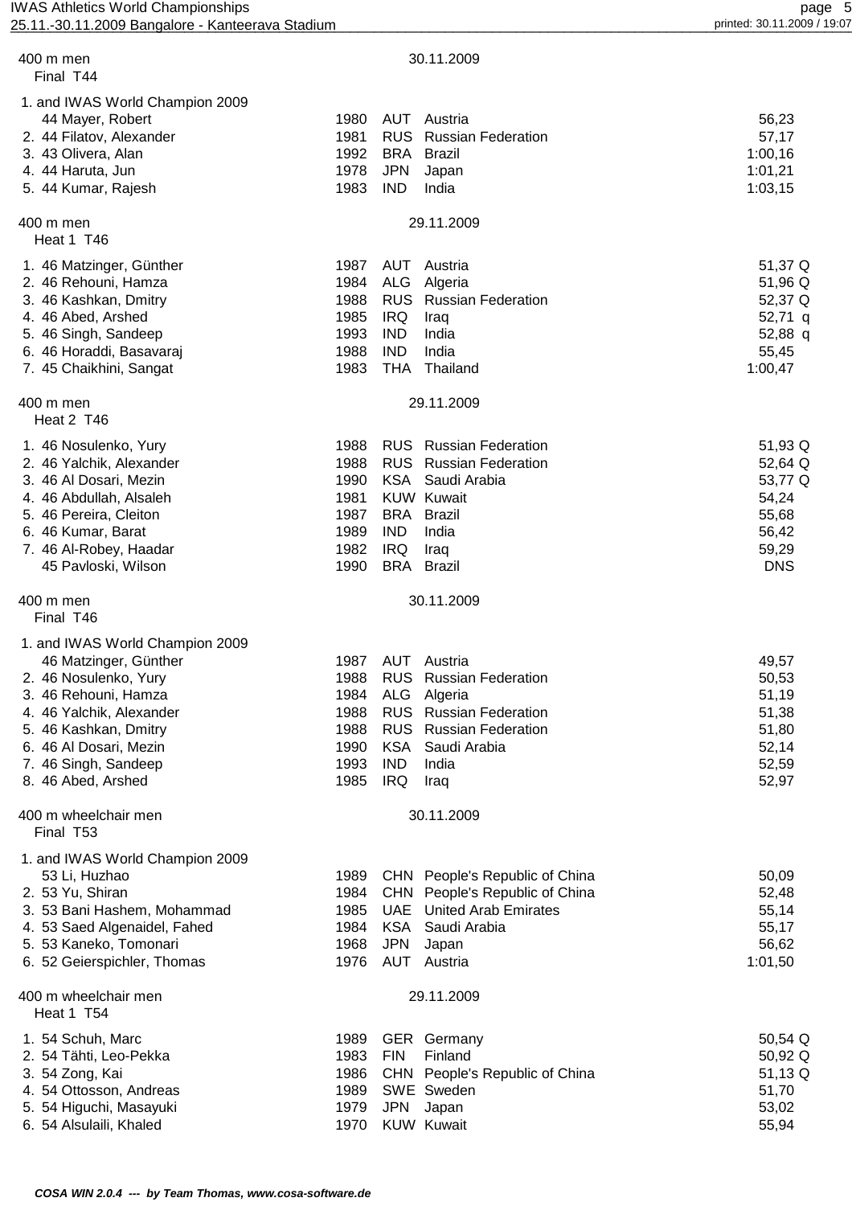## 400 m men — Final T44 — 30.11.2009

| Place | Class | Name | Year | Nat | Country | Result |
|---|---|---|---|---|---|---|
| 1. and IWAS World Champion 2009 | 44 | Mayer, Robert | 1980 | AUT | Austria | 56,23 |
| 2. | 44 | Filatov, Alexander | 1981 | RUS | Russian Federation | 57,17 |
| 3. | 43 | Olivera, Alan | 1992 | BRA | Brazil | 1:00,16 |
| 4. | 44 | Haruta, Jun | 1978 | JPN | Japan | 1:01,21 |
| 5. | 44 | Kumar, Rajesh | 1983 | IND | India | 1:03,15 |

## 400 m men — Heat 1 T46 — 29.11.2009

| Place | Class | Name | Year | Nat | Country | Result |
|---|---|---|---|---|---|---|
| 1. | 46 | Matzinger, Günther | 1987 | AUT | Austria | 51,37 Q |
| 2. | 46 | Rehouni, Hamza | 1984 | ALG | Algeria | 51,96 Q |
| 3. | 46 | Kashkan, Dmitry | 1988 | RUS | Russian Federation | 52,37 Q |
| 4. | 46 | Abed, Arshed | 1985 | IRQ | Iraq | 52,71 q |
| 5. | 46 | Singh, Sandeep | 1993 | IND | India | 52,88 q |
| 6. | 46 | Horaddi, Basavaraj | 1988 | IND | India | 55,45 |
| 7. | 45 | Chaikhini, Sangat | 1983 | THA | Thailand | 1:00,47 |

## 400 m men — Heat 2 T46 — 29.11.2009

| Place | Class | Name | Year | Nat | Country | Result |
|---|---|---|---|---|---|---|
| 1. | 46 | Nosulenko, Yury | 1988 | RUS | Russian Federation | 51,93 Q |
| 2. | 46 | Yalchik, Alexander | 1988 | RUS | Russian Federation | 52,64 Q |
| 3. | 46 | Al Dosari, Mezin | 1990 | KSA | Saudi Arabia | 53,77 Q |
| 4. | 46 | Abdullah, Alsaleh | 1981 | KUW | Kuwait | 54,24 |
| 5. | 46 | Pereira, Cleiton | 1987 | BRA | Brazil | 55,68 |
| 6. | 46 | Kumar, Barat | 1989 | IND | India | 56,42 |
| 7. | 46 | Al-Robey, Haadar | 1982 | IRQ | Iraq | 59,29 |
| | 45 | Pavloski, Wilson | 1990 | BRA | Brazil | DNS |

## 400 m men — Final T46 — 30.11.2009

| Place | Class | Name | Year | Nat | Country | Result |
|---|---|---|---|---|---|---|
| 1. and IWAS World Champion 2009 | 46 | Matzinger, Günther | 1987 | AUT | Austria | 49,57 |
| 2. | 46 | Nosulenko, Yury | 1988 | RUS | Russian Federation | 50,53 |
| 3. | 46 | Rehouni, Hamza | 1984 | ALG | Algeria | 51,19 |
| 4. | 46 | Yalchik, Alexander | 1988 | RUS | Russian Federation | 51,38 |
| 5. | 46 | Kashkan, Dmitry | 1988 | RUS | Russian Federation | 51,80 |
| 6. | 46 | Al Dosari, Mezin | 1990 | KSA | Saudi Arabia | 52,14 |
| 7. | 46 | Singh, Sandeep | 1993 | IND | India | 52,59 |
| 8. | 46 | Abed, Arshed | 1985 | IRQ | Iraq | 52,97 |

## 400 m wheelchair men — Final T53 — 30.11.2009

| Place | Class | Name | Year | Nat | Country | Result |
|---|---|---|---|---|---|---|
| 1. and IWAS World Champion 2009 | 53 | Li, Huzhao | 1989 | CHN | People's Republic of China | 50,09 |
| 2. | 53 | Yu, Shiran | 1984 | CHN | People's Republic of China | 52,48 |
| 3. | 53 | Bani Hashem, Mohammad | 1985 | UAE | United Arab Emirates | 55,14 |
| 4. | 53 | Saed Algenaidel, Fahed | 1984 | KSA | Saudi Arabia | 55,17 |
| 5. | 53 | Kaneko, Tomonari | 1968 | JPN | Japan | 56,62 |
| 6. | 52 | Geierspichler, Thomas | 1976 | AUT | Austria | 1:01,50 |

## 400 m wheelchair men — Heat 1 T54 — 29.11.2009

| Place | Class | Name | Year | Nat | Country | Result |
|---|---|---|---|---|---|---|
| 1. | 54 | Schuh, Marc | 1989 | GER | Germany | 50,54 Q |
| 2. | 54 | Tähti, Leo-Pekka | 1983 | FIN | Finland | 50,92 Q |
| 3. | 54 | Zong, Kai | 1986 | CHN | People's Republic of China | 51,13 Q |
| 4. | 54 | Ottosson, Andreas | 1989 | SWE | Sweden | 51,70 |
| 5. | 54 | Higuchi, Masayuki | 1979 | JPN | Japan | 53,02 |
| 6. | 54 | Alsulaili, Khaled | 1970 | KUW | Kuwait | 55,94 |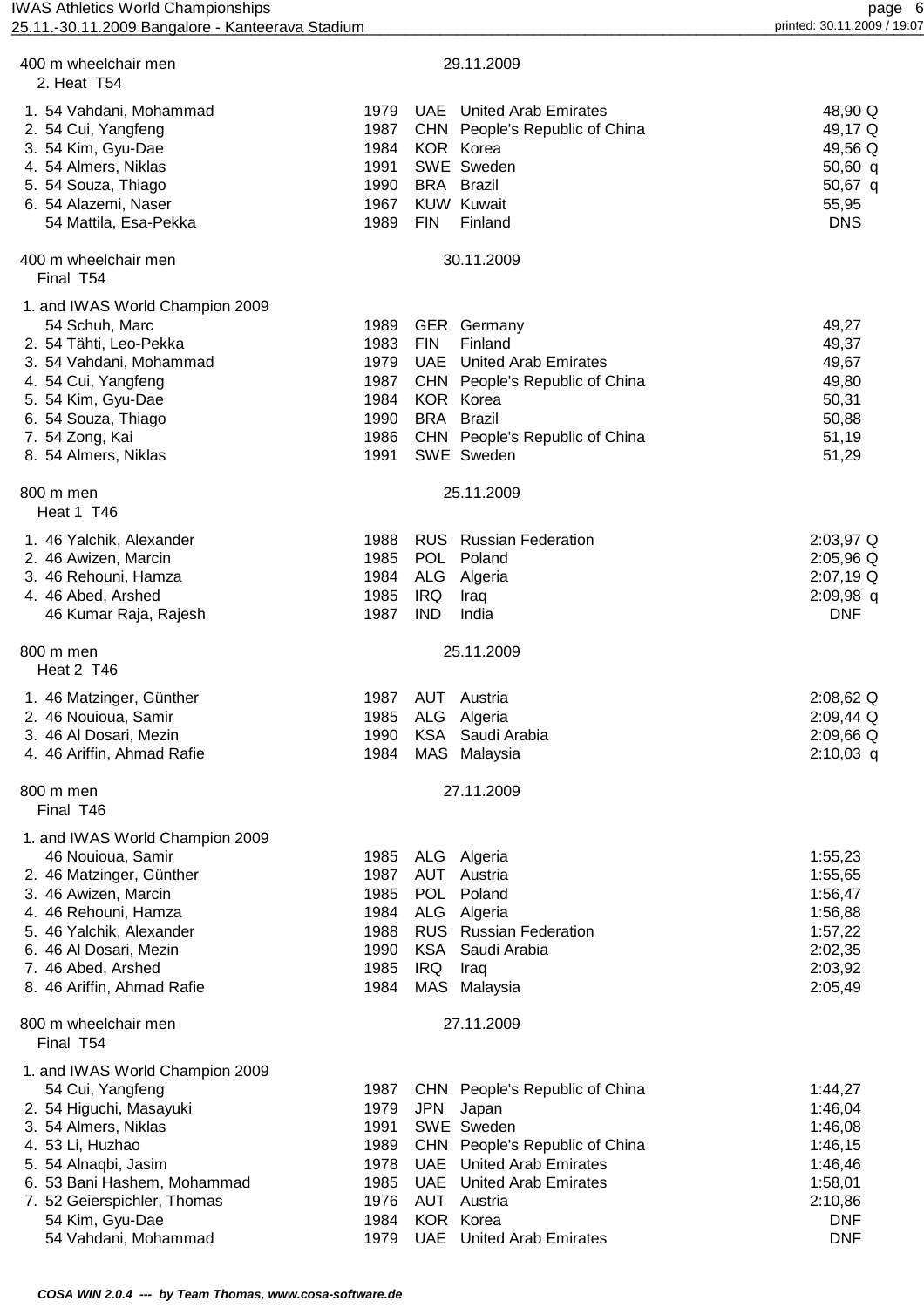## 400 m wheelchair men — 2. Heat T54

29.11.2009

| Rank | Class | Name | Year | Code | Country | Result |
|---|---|---|---|---|---|---|
| 1. | 54 | Vahdani, Mohammad | 1979 | UAE | United Arab Emirates | 48,90 Q |
| 2. | 54 | Cui, Yangfeng | 1987 | CHN | People's Republic of China | 49,17 Q |
| 3. | 54 | Kim, Gyu-Dae | 1984 | KOR | Korea | 49,56 Q |
| 4. | 54 | Almers, Niklas | 1991 | SWE | Sweden | 50,60 q |
| 5. | 54 | Souza, Thiago | 1990 | BRA | Brazil | 50,67 q |
| 6. | 54 | Alazemi, Naser | 1967 | KUW | Kuwait | 55,95 |
| | 54 | Mattila, Esa-Pekka | 1989 | FIN | Finland | DNS |

## 400 m wheelchair men — Final T54

30.11.2009

| Rank | Class | Name | Year | Code | Country | Result |
|---|---|---|---|---|---|---|
| 1. and IWAS World Champion 2009 | 54 | Schuh, Marc | 1989 | GER | Germany | 49,27 |
| 2. | 54 | Tähti, Leo-Pekka | 1983 | FIN | Finland | 49,37 |
| 3. | 54 | Vahdani, Mohammad | 1979 | UAE | United Arab Emirates | 49,67 |
| 4. | 54 | Cui, Yangfeng | 1987 | CHN | People's Republic of China | 49,80 |
| 5. | 54 | Kim, Gyu-Dae | 1984 | KOR | Korea | 50,31 |
| 6. | 54 | Souza, Thiago | 1990 | BRA | Brazil | 50,88 |
| 7. | 54 | Zong, Kai | 1986 | CHN | People's Republic of China | 51,19 |
| 8. | 54 | Almers, Niklas | 1991 | SWE | Sweden | 51,29 |

## 800 m men — Heat 1 T46

25.11.2009

| Rank | Class | Name | Year | Code | Country | Result |
|---|---|---|---|---|---|---|
| 1. | 46 | Yalchik, Alexander | 1988 | RUS | Russian Federation | 2:03,97 Q |
| 2. | 46 | Awizen, Marcin | 1985 | POL | Poland | 2:05,96 Q |
| 3. | 46 | Rehouni, Hamza | 1984 | ALG | Algeria | 2:07,19 Q |
| 4. | 46 | Abed, Arshed | 1985 | IRQ | Iraq | 2:09,98 q |
| | 46 | Kumar Raja, Rajesh | 1987 | IND | India | DNF |

## 800 m men — Heat 2 T46

25.11.2009

| Rank | Class | Name | Year | Code | Country | Result |
|---|---|---|---|---|---|---|
| 1. | 46 | Matzinger, Günther | 1987 | AUT | Austria | 2:08,62 Q |
| 2. | 46 | Nouioua, Samir | 1985 | ALG | Algeria | 2:09,44 Q |
| 3. | 46 | Al Dosari, Mezin | 1990 | KSA | Saudi Arabia | 2:09,66 Q |
| 4. | 46 | Ariffin, Ahmad Rafie | 1984 | MAS | Malaysia | 2:10,03 q |

## 800 m men — Final T46

27.11.2009

| Rank | Class | Name | Year | Code | Country | Result |
|---|---|---|---|---|---|---|
| 1. and IWAS World Champion 2009 | 46 | Nouioua, Samir | 1985 | ALG | Algeria | 1:55,23 |
| 2. | 46 | Matzinger, Günther | 1987 | AUT | Austria | 1:55,65 |
| 3. | 46 | Awizen, Marcin | 1985 | POL | Poland | 1:56,47 |
| 4. | 46 | Rehouni, Hamza | 1984 | ALG | Algeria | 1:56,88 |
| 5. | 46 | Yalchik, Alexander | 1988 | RUS | Russian Federation | 1:57,22 |
| 6. | 46 | Al Dosari, Mezin | 1990 | KSA | Saudi Arabia | 2:02,35 |
| 7. | 46 | Abed, Arshed | 1985 | IRQ | Iraq | 2:03,92 |
| 8. | 46 | Ariffin, Ahmad Rafie | 1984 | MAS | Malaysia | 2:05,49 |

## 800 m wheelchair men — Final T54

27.11.2009

| Rank | Class | Name | Year | Code | Country | Result |
|---|---|---|---|---|---|---|
| 1. and IWAS World Champion 2009 | 54 | Cui, Yangfeng | 1987 | CHN | People's Republic of China | 1:44,27 |
| 2. | 54 | Higuchi, Masayuki | 1979 | JPN | Japan | 1:46,04 |
| 3. | 54 | Almers, Niklas | 1991 | SWE | Sweden | 1:46,08 |
| 4. | 53 | Li, Huzhao | 1989 | CHN | People's Republic of China | 1:46,15 |
| 5. | 54 | Alnaqbi, Jasim | 1978 | UAE | United Arab Emirates | 1:46,46 |
| 6. | 53 | Bani Hashem, Mohammad | 1985 | UAE | United Arab Emirates | 1:58,01 |
| 7. | 52 | Geierspichler, Thomas | 1976 | AUT | Austria | 2:10,86 |
| | 54 | Kim, Gyu-Dae | 1984 | KOR | Korea | DNF |
| | 54 | Vahdani, Mohammad | 1979 | UAE | United Arab Emirates | DNF |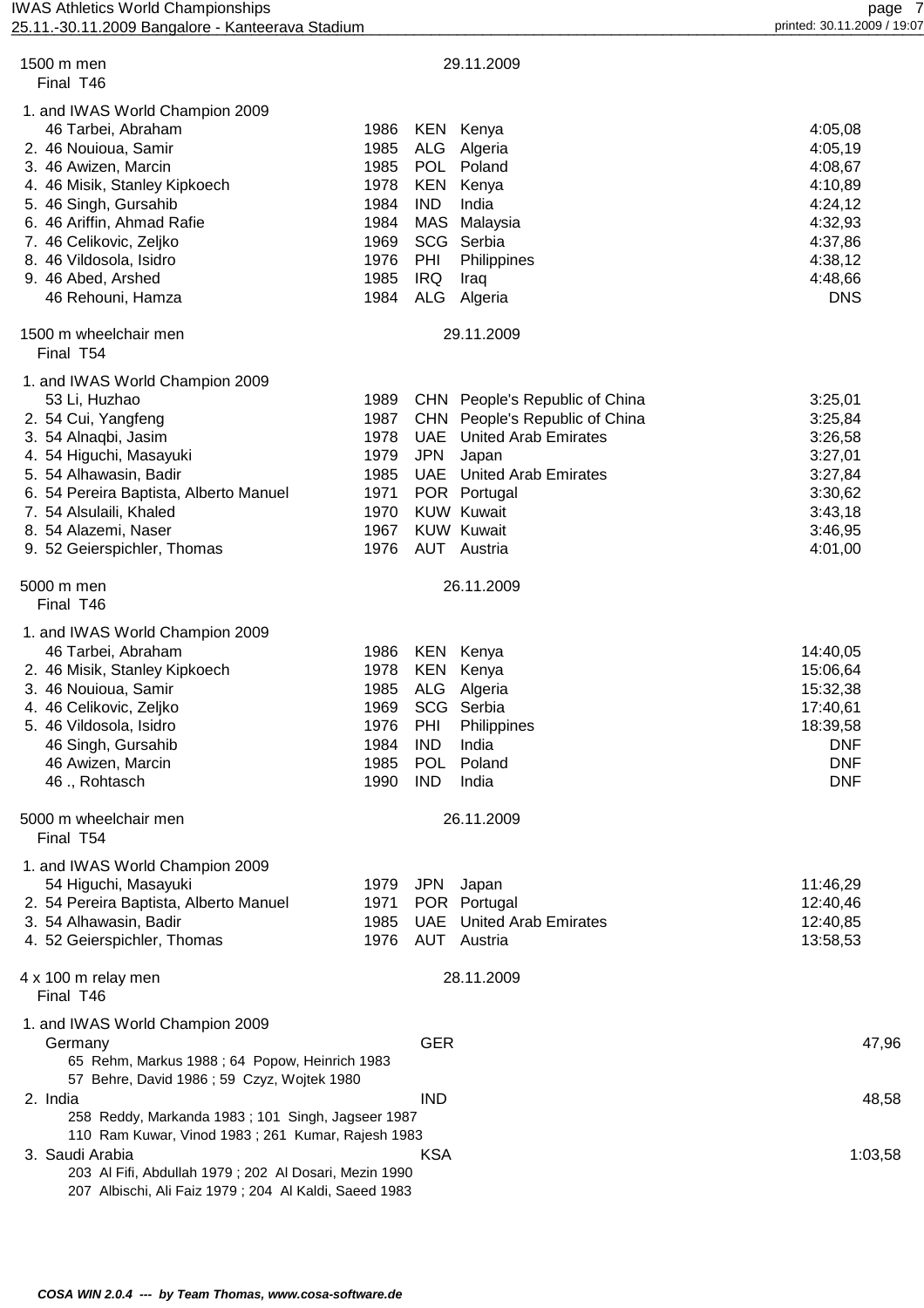## 1500 m men — 29.11.2009

Final T46

| Place | Class | Name | Year | Nat | Country | Result |
|---|---|---|---|---|---|---|
| 1. and IWAS World Champion 2009 | 46 | Tarbei, Abraham | 1986 | KEN | Kenya | 4:05,08 |
| 2. | 46 | Nouioua, Samir | 1985 | ALG | Algeria | 4:05,19 |
| 3. | 46 | Awizen, Marcin | 1985 | POL | Poland | 4:08,67 |
| 4. | 46 | Misik, Stanley Kipkoech | 1978 | KEN | Kenya | 4:10,89 |
| 5. | 46 | Singh, Gursahib | 1984 | IND | India | 4:24,12 |
| 6. | 46 | Ariffin, Ahmad Rafie | 1984 | MAS | Malaysia | 4:32,93 |
| 7. | 46 | Celikovic, Zeljko | 1969 | SCG | Serbia | 4:37,86 |
| 8. | 46 | Vildosola, Isidro | 1976 | PHI | Philippines | 4:38,12 |
| 9. | 46 | Abed, Arshed | 1985 | IRQ | Iraq | 4:48,66 |
| | 46 | Rehouni, Hamza | 1984 | ALG | Algeria | DNS |

## 1500 m wheelchair men — 29.11.2009

Final T54

| Place | Class | Name | Year | Nat | Country | Result |
|---|---|---|---|---|---|---|
| 1. and IWAS World Champion 2009 | 53 | Li, Huzhao | 1989 | CHN | People's Republic of China | 3:25,01 |
| 2. | 54 | Cui, Yangfeng | 1987 | CHN | People's Republic of China | 3:25,84 |
| 3. | 54 | Alnaqbi, Jasim | 1978 | UAE | United Arab Emirates | 3:26,58 |
| 4. | 54 | Higuchi, Masayuki | 1979 | JPN | Japan | 3:27,01 |
| 5. | 54 | Alhawasin, Badir | 1985 | UAE | United Arab Emirates | 3:27,84 |
| 6. | 54 | Pereira Baptista, Alberto Manuel | 1971 | POR | Portugal | 3:30,62 |
| 7. | 54 | Alsulaili, Khaled | 1970 | KUW | Kuwait | 3:43,18 |
| 8. | 54 | Alazemi, Naser | 1967 | KUW | Kuwait | 3:46,95 |
| 9. | 52 | Geierspichler, Thomas | 1976 | AUT | Austria | 4:01,00 |

## 5000 m men — 26.11.2009

Final T46

| Place | Class | Name | Year | Nat | Country | Result |
|---|---|---|---|---|---|---|
| 1. and IWAS World Champion 2009 | 46 | Tarbei, Abraham | 1986 | KEN | Kenya | 14:40,05 |
| 2. | 46 | Misik, Stanley Kipkoech | 1978 | KEN | Kenya | 15:06,64 |
| 3. | 46 | Nouioua, Samir | 1985 | ALG | Algeria | 15:32,38 |
| 4. | 46 | Celikovic, Zeljko | 1969 | SCG | Serbia | 17:40,61 |
| 5. | 46 | Vildosola, Isidro | 1976 | PHI | Philippines | 18:39,58 |
| | 46 | Singh, Gursahib | 1984 | IND | India | DNF |
| | 46 | Awizen, Marcin | 1985 | POL | Poland | DNF |
| | 46 | ., Rohtasch | 1990 | IND | India | DNF |

## 5000 m wheelchair men — 26.11.2009

Final T54

| Place | Class | Name | Year | Nat | Country | Result |
|---|---|---|---|---|---|---|
| 1. and IWAS World Champion 2009 | 54 | Higuchi, Masayuki | 1979 | JPN | Japan | 11:46,29 |
| 2. | 54 | Pereira Baptista, Alberto Manuel | 1971 | POR | Portugal | 12:40,46 |
| 3. | 54 | Alhawasin, Badir | 1985 | UAE | United Arab Emirates | 12:40,85 |
| 4. | 52 | Geierspichler, Thomas | 1976 | AUT | Austria | 13:58,53 |

## 4 x 100 m relay men — 28.11.2009

Final T46

| Place | Team | Nat | Runners | Result |
|---|---|---|---|---|
| 1. and IWAS World Champion 2009 | Germany | GER | 65 Rehm, Markus 1988 ; 64 Popow, Heinrich 1983 ; 57 Behre, David 1986 ; 59 Czyz, Wojtek 1980 | 47,96 |
| 2. | India | IND | 258 Reddy, Markanda 1983 ; 101 Singh, Jagseer 1987 ; 110 Ram Kuwar, Vinod 1983 ; 261 Kumar, Rajesh 1983 | 48,58 |
| 3. | Saudi Arabia | KSA | 203 Al Fifi, Abdullah 1979 ; 202 Al Dosari, Mezin 1990 ; 207 Albischi, Ali Faiz 1979 ; 204 Al Kaldi, Saeed 1983 | 1:03,58 |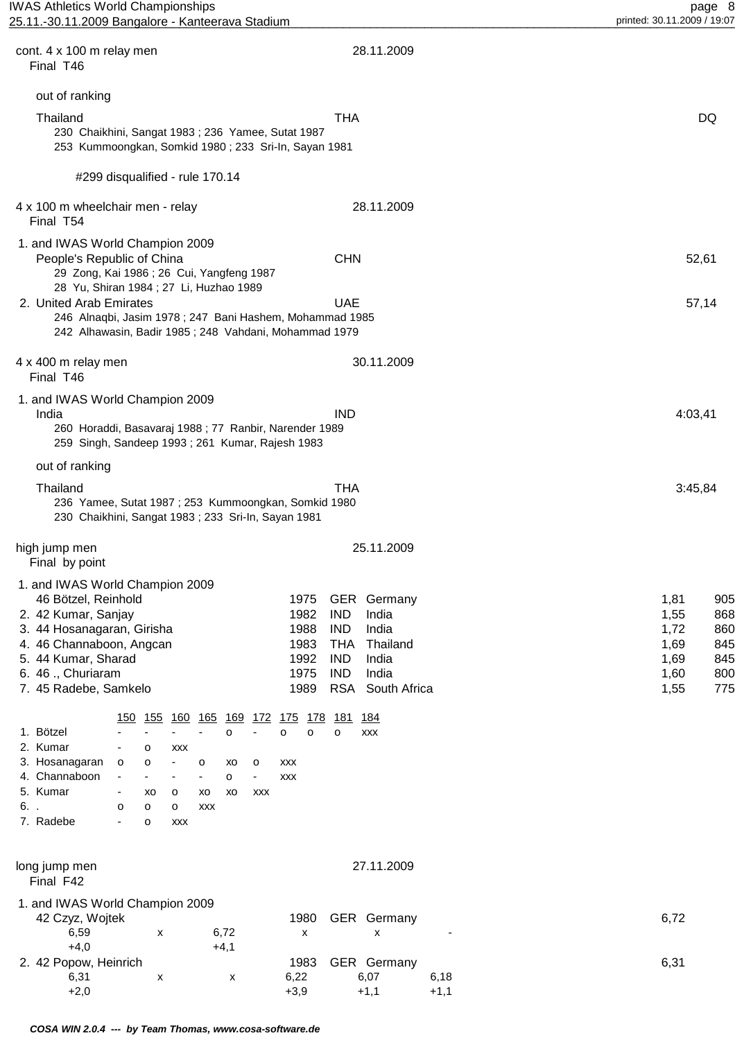cont. 4 x 100 m relay men — 28.11.2009
Final T46

out of ranking

Thailand — THA — DQ
230 Chaikhini, Sangat 1983 ; 236 Yamee, Sutat 1987
253 Kummoongkan, Somkid 1980 ; 233 Sri-In, Sayan 1981

#299 disqualified - rule 170.14

4 x 100 m wheelchair men - relay — 28.11.2009
Final T54

1. and IWAS World Champion 2009
People's Republic of China — CHN — 52,61
29 Zong, Kai 1986 ; 26 Cui, Yangfeng 1987
28 Yu, Shiran 1984 ; 27 Li, Huzhao 1989

2. United Arab Emirates — UAE — 57,14
246 Alnaqbi, Jasim 1978 ; 247 Bani Hashem, Mohammad 1985
242 Alhawasin, Badir 1985 ; 248 Vahdani, Mohammad 1979

4 x 400 m relay men — 30.11.2009
Final T46

1. and IWAS World Champion 2009
India — IND — 4:03,41
260 Horaddi, Basavaraj 1988 ; 77 Ranbir, Narender 1989
259 Singh, Sandeep 1993 ; 261 Kumar, Rajesh 1983

out of ranking

Thailand — THA — 3:45,84
236 Yamee, Sutat 1987 ; 253 Kummoongkan, Somkid 1980
230 Chaikhini, Sangat 1983 ; 233 Sri-In, Sayan 1981

high jump men — 25.11.2009
Final by point

1. and IWAS World Champion 2009

| Rank | Class | Name | Year | Nat | Country | Result | Points |
|---|---|---|---|---|---|---|---|
| 1. | 46 | Bötzel, Reinhold | 1975 | GER | Germany | 1,81 | 905 |
| 2. | 42 | Kumar, Sanjay | 1982 | IND | India | 1,55 | 868 |
| 3. | 44 | Hosanagaran, Girisha | 1988 | IND | India | 1,72 | 860 |
| 4. | 46 | Channaboon, Angcan | 1983 | THA | Thailand | 1,69 | 845 |
| 5. | 44 | Kumar, Sharad | 1992 | IND | India | 1,69 | 845 |
| 6. | 46 | ., Churiaram | 1975 | IND | India | 1,60 | 800 |
| 7. | 45 | Radebe, Samkelo | 1989 | RSA | South Africa | 1,55 | 775 |

| | 150 | 155 | 160 | 165 | 169 | 172 | 175 | 178 | 181 | 184 |
|---|---|---|---|---|---|---|---|---|---|---|
| 1. Bötzel | - | - | - | - | o | - | o | o | o | xxx |
| 2. Kumar | - | o | xxx | | | | | | | |
| 3. Hosanagaran | o | o | - | o | xo | o | xxx | | | |
| 4. Channaboon | - | - | - | - | o | - | xxx | | | |
| 5. Kumar | - | xo | o | xo | xo | xxx | | | | |
| 6. . | o | o | o | xxx | | | | | | |
| 7. Radebe | - | o | xxx | | | | | | | |

long jump men — 27.11.2009
Final F42

1. and IWAS World Champion 2009
42 Czyz, Wojtek — 1980 — GER Germany — 6,72

| 6,59 | x | 6,72 | x | x | - |
|---|---|---|---|---|---|
| +4,0 | | +4,1 | | | |

2. 42 Popow, Heinrich — 1983 — GER Germany — 6,31

| 6,31 | x | x | 6,22 | 6,07 | 6,18 |
|---|---|---|---|---|---|
| +2,0 | | | +3,9 | +1,1 | +1,1 |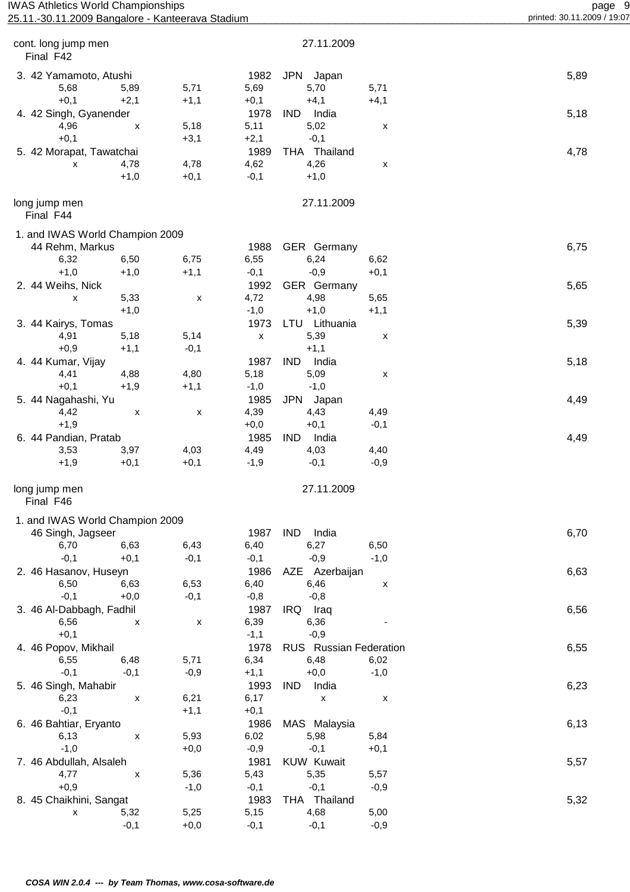cont. long jump men — 27.11.2009

Final F42

| Rank | Class | Name | Year | Country | | Result |
|---|---|---|---|---|---|---|
| 3. | 42 | Yamamoto, Atushi | 1982 | JPN | Japan | 5,89 |

| 5,68 | 5,89 | 5,71 | 5,69 | 5,70 | 5,71 |
|---|---|---|---|---|---|
| +0,1 | +2,1 | +1,1 | +0,1 | +4,1 | +4,1 |

| Rank | Class | Name | Year | Country | | Result |
|---|---|---|---|---|---|---|
| 4. | 42 | Singh, Gyanender | 1978 | IND | India | 5,18 |

| 4,96 | x | 5,18 | 5,11 | 5,02 | x |
|---|---|---|---|---|---|
| +0,1 | | +3,1 | +2,1 | -0,1 | |

| Rank | Class | Name | Year | Country | | Result |
|---|---|---|---|---|---|---|
| 5. | 42 | Morapat, Tawatchai | 1989 | THA | Thailand | 4,78 |

| x | 4,78 | 4,78 | 4,62 | 4,26 | x |
|---|---|---|---|---|---|
| | +1,0 | +0,1 | -0,1 | +1,0 | |

long jump men — 27.11.2009

Final F44

1. and IWAS World Champion 2009

| Class | Name | Year | Country | | Result |
|---|---|---|---|---|---|
| 44 | Rehm, Markus | 1988 | GER | Germany | 6,75 |

| 6,32 | 6,50 | 6,75 | 6,55 | 6,24 | 6,62 |
|---|---|---|---|---|---|
| +1,0 | +1,0 | +1,1 | -0,1 | -0,9 | +0,1 |

| Rank | Class | Name | Year | Country | | Result |
|---|---|---|---|---|---|---|
| 2. | 44 | Weihs, Nick | 1992 | GER | Germany | 5,65 |

| x | 5,33 | x | 4,72 | 4,98 | 5,65 |
|---|---|---|---|---|---|
| | +1,0 | | -1,0 | +1,0 | +1,1 |

| Rank | Class | Name | Year | Country | | Result |
|---|---|---|---|---|---|---|
| 3. | 44 | Kairys, Tomas | 1973 | LTU | Lithuania | 5,39 |

| 4,91 | 5,18 | 5,14 | x | 5,39 | x |
|---|---|---|---|---|---|
| +0,9 | +1,1 | -0,1 | | +1,1 | |

| Rank | Class | Name | Year | Country | | Result |
|---|---|---|---|---|---|---|
| 4. | 44 | Kumar, Vijay | 1987 | IND | India | 5,18 |

| 4,41 | 4,88 | 4,80 | 5,18 | 5,09 | x |
|---|---|---|---|---|---|
| +0,1 | +1,9 | +1,1 | -1,0 | -1,0 | |

| Rank | Class | Name | Year | Country | | Result |
|---|---|---|---|---|---|---|
| 5. | 44 | Nagahashi, Yu | 1985 | JPN | Japan | 4,49 |

| 4,42 | x | x | 4,39 | 4,43 | 4,49 |
|---|---|---|---|---|---|
| +1,9 | | | +0,0 | +0,1 | -0,1 |

| Rank | Class | Name | Year | Country | | Result |
|---|---|---|---|---|---|---|
| 6. | 44 | Pandian, Pratab | 1985 | IND | India | 4,49 |

| 3,53 | 3,97 | 4,03 | 4,49 | 4,03 | 4,40 |
|---|---|---|---|---|---|
| +1,9 | +0,1 | +0,1 | -1,9 | -0,1 | -0,9 |

long jump men — 27.11.2009

Final F46

1. and IWAS World Champion 2009

| Class | Name | Year | Country | | Result |
|---|---|---|---|---|---|
| 46 | Singh, Jagseer | 1987 | IND | India | 6,70 |

| 6,70 | 6,63 | 6,43 | 6,40 | 6,27 | 6,50 |
|---|---|---|---|---|---|
| -0,1 | +0,1 | -0,1 | -0,1 | -0,9 | -1,0 |

| Rank | Class | Name | Year | Country | | Result |
|---|---|---|---|---|---|---|
| 2. | 46 | Hasanov, Huseyn | 1986 | AZE | Azerbaijan | 6,63 |

| 6,50 | 6,63 | 6,53 | 6,40 | 6,46 | x |
|---|---|---|---|---|---|
| -0,1 | +0,0 | -0,1 | -0,8 | -0,8 | |

| Rank | Class | Name | Year | Country | | Result |
|---|---|---|---|---|---|---|
| 3. | 46 | Al-Dabbagh, Fadhil | 1987 | IRQ | Iraq | 6,56 |

| 6,56 | x | x | 6,39 | 6,36 | - |
|---|---|---|---|---|---|
| +0,1 | | | -1,1 | -0,9 | |

| Rank | Class | Name | Year | Country | | Result |
|---|---|---|---|---|---|---|
| 4. | 46 | Popov, Mikhail | 1978 | RUS | Russian Federation | 6,55 |

| 6,55 | 6,48 | 5,71 | 6,34 | 6,48 | 6,02 |
|---|---|---|---|---|---|
| -0,1 | -0,1 | -0,9 | +1,1 | +0,0 | -1,0 |

| Rank | Class | Name | Year | Country | | Result |
|---|---|---|---|---|---|---|
| 5. | 46 | Singh, Mahabir | 1993 | IND | India | 6,23 |

| 6,23 | x | 6,21 | 6,17 | x | x |
|---|---|---|---|---|---|
| -0,1 | | +1,1 | +0,1 | | |

| Rank | Class | Name | Year | Country | | Result |
|---|---|---|---|---|---|---|
| 6. | 46 | Bahtiar, Eryanto | 1986 | MAS | Malaysia | 6,13 |

| 6,13 | x | 5,93 | 6,02 | 5,98 | 5,84 |
|---|---|---|---|---|---|
| -1,0 | | +0,0 | -0,9 | -0,1 | +0,1 |

| Rank | Class | Name | Year | Country | | Result |
|---|---|---|---|---|---|---|
| 7. | 46 | Abdullah, Alsaleh | 1981 | KUW | Kuwait | 5,57 |

| 4,77 | x | 5,36 | 5,43 | 5,35 | 5,57 |
|---|---|---|---|---|---|
| +0,9 | | -1,0 | -0,1 | -0,1 | -0,9 |

| Rank | Class | Name | Year | Country | | Result |
|---|---|---|---|---|---|---|
| 8. | 45 | Chaikhini, Sangat | 1983 | THA | Thailand | 5,32 |

| x | 5,32 | 5,25 | 5,15 | 4,68 | 5,00 |
|---|---|---|---|---|---|
| | -0,1 | +0,0 | -0,1 | -0,1 | -0,9 |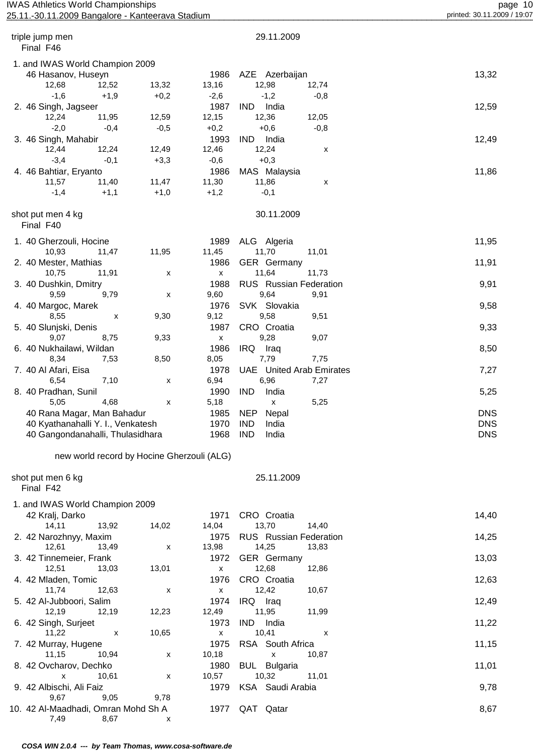## triple jump men

Final F46 — 29.11.2009

1. and IWAS World Champion 2009

| Place | Class | Name | Born | Nation | | | | | | | Result |
|---|---|---|---|---|---|---|---|---|---|---|---|
| 1. | 46 | Hasanov, Huseyn | 1986 | AZE Azerbaijan | 12,68 | 12,52 | 13,32 | 13,16 | 12,98 | 12,74 | 13,32 |
| | | | | | -1,6 | +1,9 | +0,2 | -2,6 | -1,2 | -0,8 | |
| 2. | 46 | Singh, Jagseer | 1987 | IND India | 12,24 | 11,95 | 12,59 | 12,15 | 12,36 | 12,05 | 12,59 |
| | | | | | -2,0 | -0,4 | -0,5 | +0,2 | +0,6 | -0,8 | |
| 3. | 46 | Singh, Mahabir | 1993 | IND India | 12,44 | 12,24 | 12,49 | 12,46 | 12,24 | x | 12,49 |
| | | | | | -3,4 | -0,1 | +3,3 | -0,6 | +0,3 | | |
| 4. | 46 | Bahtiar, Eryanto | 1986 | MAS Malaysia | 11,57 | 11,40 | 11,47 | 11,30 | 11,86 | x | 11,86 |
| | | | | | -1,4 | +1,1 | +1,0 | +1,2 | -0,1 | | |

## shot put men 4 kg

Final F40 — 30.11.2009

| Place | Class | Name | Born | Nation | | | | | | | Result |
|---|---|---|---|---|---|---|---|---|---|---|---|
| 1. | 40 | Gherzouli, Hocine | 1989 | ALG Algeria | 10,93 | 11,47 | 11,95 | 11,45 | 11,70 | 11,01 | 11,95 |
| 2. | 40 | Mester, Mathias | 1986 | GER Germany | 10,75 | 11,91 | x | x | 11,64 | 11,73 | 11,91 |
| 3. | 40 | Dushkin, Dmitry | 1988 | RUS Russian Federation | 9,59 | 9,79 | x | 9,60 | 9,64 | 9,91 | 9,91 |
| 4. | 40 | Margoc, Marek | 1976 | SVK Slovakia | 8,55 | x | 9,30 | 9,12 | 9,58 | 9,51 | 9,58 |
| 5. | 40 | Slunjski, Denis | 1987 | CRO Croatia | 9,07 | 8,75 | 9,33 | x | 9,28 | 9,07 | 9,33 |
| 6. | 40 | Nukhailawi, Wildan | 1986 | IRQ Iraq | 8,34 | 7,53 | 8,50 | 8,05 | 7,79 | 7,75 | 8,50 |
| 7. | 40 | Al Afari, Eisa | 1978 | UAE United Arab Emirates | 6,54 | 7,10 | x | 6,94 | 6,96 | 7,27 | 7,27 |
| 8. | 40 | Pradhan, Sunil | 1990 | IND India | 5,05 | 4,68 | x | 5,18 | x | 5,25 | 5,25 |
| | 40 | Rana Magar, Man Bahadur | 1985 | NEP Nepal | | | | | | | DNS |
| | 40 | Kyathanahalli Y. I., Venkatesh | 1970 | IND India | | | | | | | DNS |
| | 40 | Gangondanahalli, Thulasidhara | 1968 | IND India | | | | | | | DNS |

new world record by Hocine Gherzouli (ALG)

## shot put men 6 kg

Final F42 — 25.11.2009

1. and IWAS World Champion 2009

| Place | Class | Name | Born | Nation | | | | | | | Result |
|---|---|---|---|---|---|---|---|---|---|---|---|
| 1. | 42 | Kralj, Darko | 1971 | CRO Croatia | 14,11 | 13,92 | 14,02 | 14,04 | 13,70 | 14,40 | 14,40 |
| 2. | 42 | Narozhnyy, Maxim | 1975 | RUS Russian Federation | 12,61 | 13,49 | x | 13,98 | 14,25 | 13,83 | 14,25 |
| 3. | 42 | Tinnemeier, Frank | 1972 | GER Germany | 12,51 | 13,03 | 13,01 | x | 12,68 | 12,86 | 13,03 |
| 4. | 42 | Mladen, Tomic | 1976 | CRO Croatia | 11,74 | 12,63 | x | x | 12,42 | 10,67 | 12,63 |
| 5. | 42 | Al-Jubboori, Salim | 1974 | IRQ Iraq | 12,19 | 12,19 | 12,23 | 12,49 | 11,95 | 11,99 | 12,49 |
| 6. | 42 | Singh, Surjeet | 1973 | IND India | 11,22 | x | 10,65 | x | 10,41 | x | 11,22 |
| 7. | 42 | Murray, Hugene | 1975 | RSA South Africa | 11,15 | 10,94 | x | 10,18 | x | 10,87 | 11,15 |
| 8. | 42 | Ovcharov, Dechko | 1980 | BUL Bulgaria | x | 10,61 | x | 10,57 | 10,32 | 11,01 | 11,01 |
| 9. | 42 | Albischi, Ali Faiz | 1979 | KSA Saudi Arabia | 9,67 | 9,05 | 9,78 | | | | 9,78 |
| 10. | 42 | Al-Maadhadi, Omran Mohd Sh A | 1977 | QAT Qatar | 7,49 | 8,67 | x | | | | 8,67 |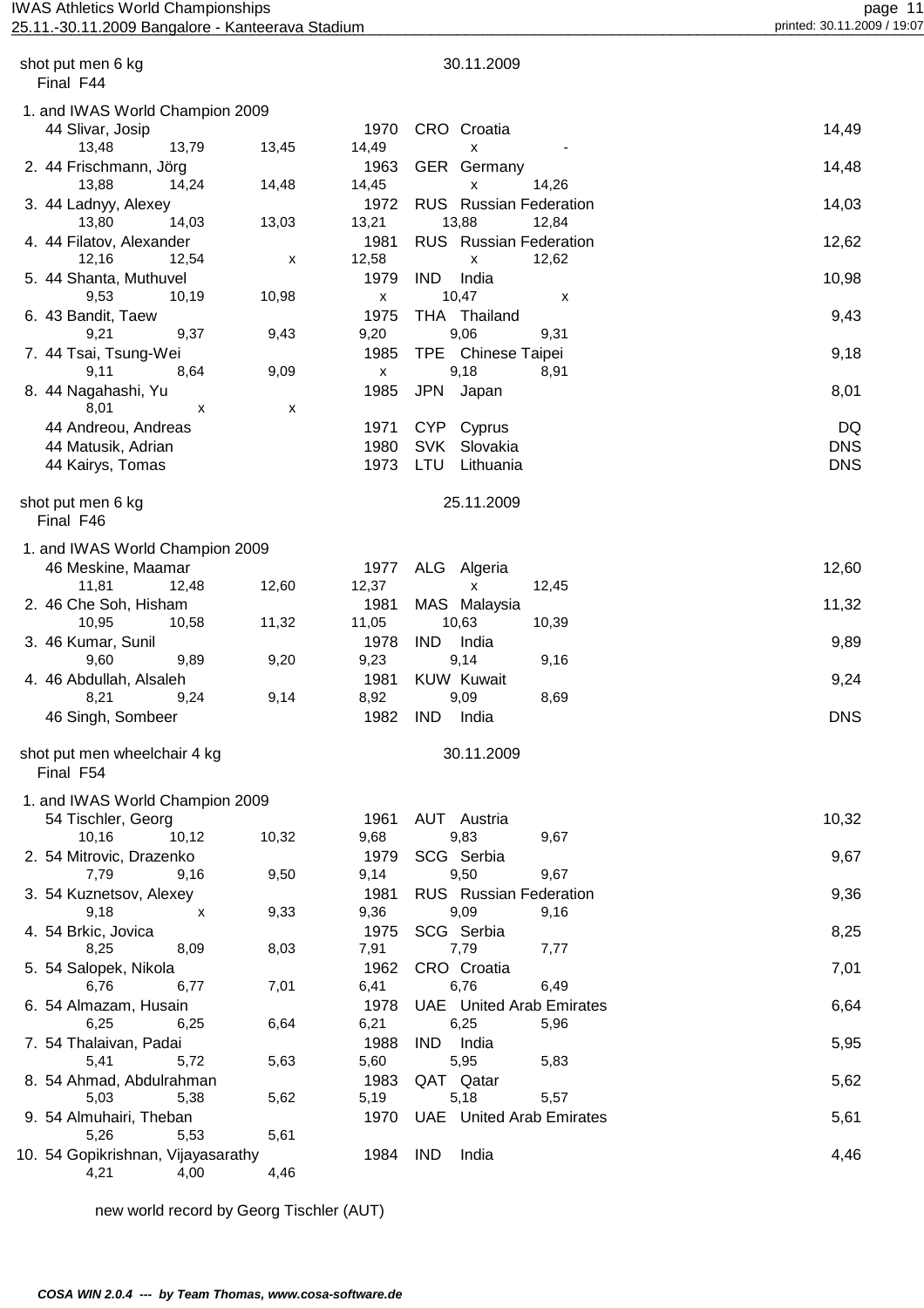## shot put men 6 kg — Final F44

30.11.2009

| Rank | Class | Name | YOB | Nation | | Result |
|---|---|---|---|---|---|---|
| 1. and IWAS World Champion 2009 | 44 | Slivar, Josip | 1970 | CRO | Croatia | 14,49 |
| | | 13,48 / 13,79 / 13,45 / 14,49 / x / - | | | | |
| 2. | 44 | Frischmann, Jörg | 1963 | GER | Germany | 14,48 |
| | | 13,88 / 14,24 / 14,48 / 14,45 / x / 14,26 | | | | |
| 3. | 44 | Ladnyy, Alexey | 1972 | RUS | Russian Federation | 14,03 |
| | | 13,80 / 14,03 / 13,03 / 13,21 / 13,88 / 12,84 | | | | |
| 4. | 44 | Filatov, Alexander | 1981 | RUS | Russian Federation | 12,62 |
| | | 12,16 / 12,54 / x / 12,58 / x / 12,62 | | | | |
| 5. | 44 | Shanta, Muthuvel | 1979 | IND | India | 10,98 |
| | | 9,53 / 10,19 / 10,98 / x / 10,47 / x | | | | |
| 6. | 43 | Bandit, Taew | 1975 | THA | Thailand | 9,43 |
| | | 9,21 / 9,37 / 9,43 / 9,20 / 9,06 / 9,31 | | | | |
| 7. | 44 | Tsai, Tsung-Wei | 1985 | TPE | Chinese Taipei | 9,18 |
| | | 9,11 / 8,64 / 9,09 / x / 9,18 / 8,91 | | | | |
| 8. | 44 | Nagahashi, Yu | 1985 | JPN | Japan | 8,01 |
| | | 8,01 / x / x | | | | |
| | 44 | Andreou, Andreas | 1971 | CYP | Cyprus | DQ |
| | 44 | Matusik, Adrian | 1980 | SVK | Slovakia | DNS |
| | 44 | Kairys, Tomas | 1973 | LTU | Lithuania | DNS |

## shot put men 6 kg — Final F46

25.11.2009

| Rank | Class | Name | YOB | Nation | | Result |
|---|---|---|---|---|---|---|
| 1. and IWAS World Champion 2009 | 46 | Meskine, Maamar | 1977 | ALG | Algeria | 12,60 |
| | | 11,81 / 12,48 / 12,60 / 12,37 / x / 12,45 | | | | |
| 2. | 46 | Che Soh, Hisham | 1981 | MAS | Malaysia | 11,32 |
| | | 10,95 / 10,58 / 11,32 / 11,05 / 10,63 / 10,39 | | | | |
| 3. | 46 | Kumar, Sunil | 1978 | IND | India | 9,89 |
| | | 9,60 / 9,89 / 9,20 / 9,23 / 9,14 / 9,16 | | | | |
| 4. | 46 | Abdullah, Alsaleh | 1981 | KUW | Kuwait | 9,24 |
| | | 8,21 / 9,24 / 9,14 / 8,92 / 9,09 / 8,69 | | | | |
| | 46 | Singh, Sombeer | 1982 | IND | India | DNS |

## shot put men wheelchair 4 kg — Final F54

30.11.2009

| Rank | Class | Name | YOB | Nation | | Result |
|---|---|---|---|---|---|---|
| 1. and IWAS World Champion 2009 | 54 | Tischler, Georg | 1961 | AUT | Austria | 10,32 |
| | | 10,16 / 10,12 / 10,32 / 9,68 / 9,83 / 9,67 | | | | |
| 2. | 54 | Mitrovic, Drazenko | 1979 | SCG | Serbia | 9,67 |
| | | 7,79 / 9,16 / 9,50 / 9,14 / 9,50 / 9,67 | | | | |
| 3. | 54 | Kuznetsov, Alexey | 1981 | RUS | Russian Federation | 9,36 |
| | | 9,18 / x / 9,33 / 9,36 / 9,09 / 9,16 | | | | |
| 4. | 54 | Brkic, Jovica | 1975 | SCG | Serbia | 8,25 |
| | | 8,25 / 8,09 / 8,03 / 7,91 / 7,79 / 7,77 | | | | |
| 5. | 54 | Salopek, Nikola | 1962 | CRO | Croatia | 7,01 |
| | | 6,76 / 6,77 / 7,01 / 6,41 / 6,76 / 6,49 | | | | |
| 6. | 54 | Almazam, Husain | 1978 | UAE | United Arab Emirates | 6,64 |
| | | 6,25 / 6,25 / 6,64 / 6,21 / 6,25 / 5,96 | | | | |
| 7. | 54 | Thalaivan, Padai | 1988 | IND | India | 5,95 |
| | | 5,41 / 5,72 / 5,63 / 5,60 / 5,95 / 5,83 | | | | |
| 8. | 54 | Ahmad, Abdulrahman | 1983 | QAT | Qatar | 5,62 |
| | | 5,03 / 5,38 / 5,62 / 5,19 / 5,18 / 5,57 | | | | |
| 9. | 54 | Almuhairi, Theban | 1970 | UAE | United Arab Emirates | 5,61 |
| | | 5,26 / 5,53 / 5,61 | | | | |
| 10. | 54 | Gopikrishnan, Vijayasarathy | 1984 | IND | India | 4,46 |
| | | 4,21 / 4,00 / 4,46 | | | | |

new world record by Georg Tischler (AUT)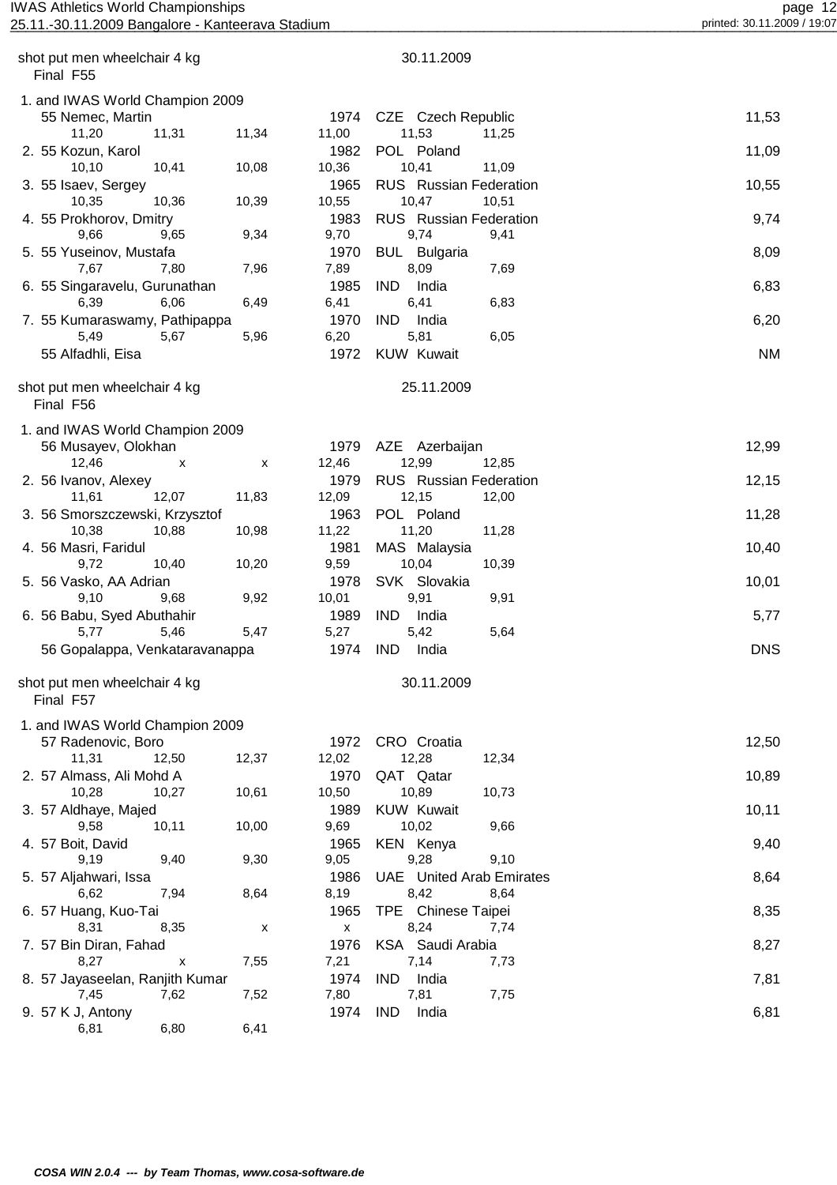## shot put men wheelchair 4 kg — 30.11.2009

### Final F55

1. and IWAS World Champion 2009

| Rank | Class | Name | Year | Nation | Result |
|---|---|---|---|---|---|
| 1. | 55 | Nemec, Martin | 1974 | CZE Czech Republic | 11,53 |
| | | 11,20 · 11,31 · 11,34 · 11,00 · 11,53 · 11,25 | | | |
| 2. | 55 | Kozun, Karol | 1982 | POL Poland | 11,09 |
| | | 10,10 · 10,41 · 10,08 · 10,36 · 10,41 · 11,09 | | | |
| 3. | 55 | Isaev, Sergey | 1965 | RUS Russian Federation | 10,55 |
| | | 10,35 · 10,36 · 10,39 · 10,55 · 10,47 · 10,51 | | | |
| 4. | 55 | Prokhorov, Dmitry | 1983 | RUS Russian Federation | 9,74 |
| | | 9,66 · 9,65 · 9,34 · 9,70 · 9,74 · 9,41 | | | |
| 5. | 55 | Yuseinov, Mustafa | 1970 | BUL Bulgaria | 8,09 |
| | | 7,67 · 7,80 · 7,96 · 7,89 · 8,09 · 7,69 | | | |
| 6. | 55 | Singaravelu, Gurunathan | 1985 | IND India | 6,83 |
| | | 6,39 · 6,06 · 6,49 · 6,41 · 6,41 · 6,83 | | | |
| 7. | 55 | Kumaraswamy, Pathipappa | 1970 | IND India | 6,20 |
| | | 5,49 · 5,67 · 5,96 · 6,20 · 5,81 · 6,05 | | | |
| | 55 | Alfadhli, Eisa | 1972 | KUW Kuwait | NM |

## shot put men wheelchair 4 kg — 25.11.2009

### Final F56

1. and IWAS World Champion 2009

| Rank | Class | Name | Year | Nation | Result |
|---|---|---|---|---|---|
| 1. | 56 | Musayev, Olokhan | 1979 | AZE Azerbaijan | 12,99 |
| | | 12,46 · x · x · 12,46 · 12,99 · 12,85 | | | |
| 2. | 56 | Ivanov, Alexey | 1979 | RUS Russian Federation | 12,15 |
| | | 11,61 · 12,07 · 11,83 · 12,09 · 12,15 · 12,00 | | | |
| 3. | 56 | Smorszczewski, Krzysztof | 1963 | POL Poland | 11,28 |
| | | 10,38 · 10,88 · 10,98 · 11,22 · 11,20 · 11,28 | | | |
| 4. | 56 | Masri, Faridul | 1981 | MAS Malaysia | 10,40 |
| | | 9,72 · 10,40 · 10,20 · 9,59 · 10,04 · 10,39 | | | |
| 5. | 56 | Vasko, AA Adrian | 1978 | SVK Slovakia | 10,01 |
| | | 9,10 · 9,68 · 9,92 · 10,01 · 9,91 · 9,91 | | | |
| 6. | 56 | Babu, Syed Abuthahir | 1989 | IND India | 5,77 |
| | | 5,77 · 5,46 · 5,47 · 5,27 · 5,42 · 5,64 | | | |
| | 56 | Gopalappa, Venkataravanappa | 1974 | IND India | DNS |

## shot put men wheelchair 4 kg — 30.11.2009

### Final F57

1. and IWAS World Champion 2009

| Rank | Class | Name | Year | Nation | Result |
|---|---|---|---|---|---|
| 1. | 57 | Radenovic, Boro | 1972 | CRO Croatia | 12,50 |
| | | 11,31 · 12,50 · 12,37 · 12,02 · 12,28 · 12,34 | | | |
| 2. | 57 | Almass, Ali Mohd A | 1970 | QAT Qatar | 10,89 |
| | | 10,28 · 10,27 · 10,61 · 10,50 · 10,89 · 10,73 | | | |
| 3. | 57 | Aldhaye, Majed | 1989 | KUW Kuwait | 10,11 |
| | | 9,58 · 10,11 · 10,00 · 9,69 · 10,02 · 9,66 | | | |
| 4. | 57 | Boit, David | 1965 | KEN Kenya | 9,40 |
| | | 9,19 · 9,40 · 9,30 · 9,05 · 9,28 · 9,10 | | | |
| 5. | 57 | Aljahwari, Issa | 1986 | UAE United Arab Emirates | 8,64 |
| | | 6,62 · 7,94 · 8,64 · 8,19 · 8,42 · 8,64 | | | |
| 6. | 57 | Huang, Kuo-Tai | 1965 | TPE Chinese Taipei | 8,35 |
| | | 8,31 · 8,35 · x · x · 8,24 · 7,74 | | | |
| 7. | 57 | Bin Diran, Fahad | 1976 | KSA Saudi Arabia | 8,27 |
| | | 8,27 · x · 7,55 · 7,21 · 7,14 · 7,73 | | | |
| 8. | 57 | Jayaseelan, Ranjith Kumar | 1974 | IND India | 7,81 |
| | | 7,45 · 7,62 · 7,52 · 7,80 · 7,81 · 7,75 | | | |
| 9. | 57 | K J, Antony | 1974 | IND India | 6,81 |
| | | 6,81 · 6,80 · 6,41 | | | |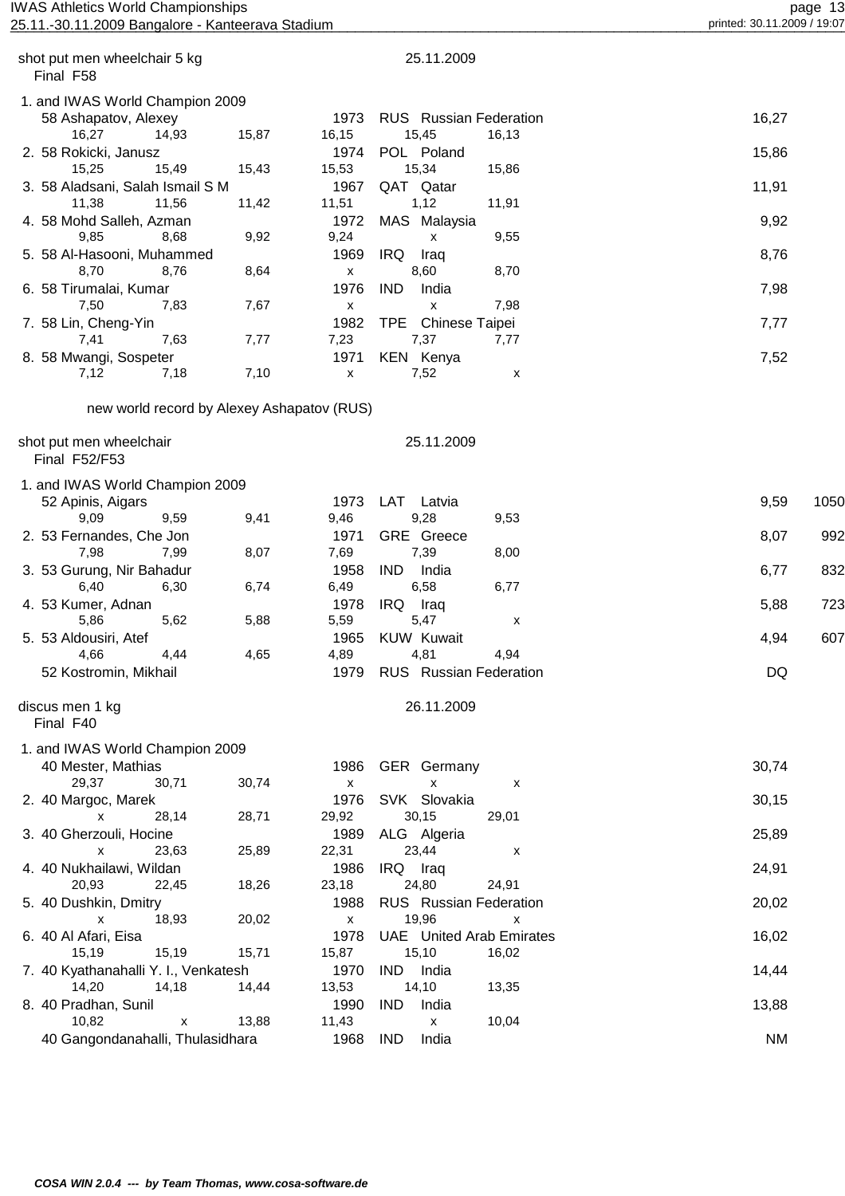shot put men wheelchair 5 kg — 25.11.2009

Final F58

| Place | Class | Name | Year | Nation | | Result |
|---|---|---|---|---|---|---|
| 1. and IWAS World Champion 2009 | 58 | Ashapatov, Alexey | 1973 | RUS | Russian Federation | 16,27 |
| | | 16,27 · 14,93 · 15,87 · 16,15 · 15,45 · 16,13 | | | | |
| 2. | 58 | Rokicki, Janusz | 1974 | POL | Poland | 15,86 |
| | | 15,25 · 15,49 · 15,43 · 15,53 · 15,34 · 15,86 | | | | |
| 3. | 58 | Aladsani, Salah Ismail S M | 1967 | QAT | Qatar | 11,91 |
| | | 11,38 · 11,56 · 11,42 · 11,51 · 1,12 · 11,91 | | | | |
| 4. | 58 | Mohd Salleh, Azman | 1972 | MAS | Malaysia | 9,92 |
| | | 9,85 · 8,68 · 9,92 · 9,24 · x · 9,55 | | | | |
| 5. | 58 | Al-Hasooni, Muhammed | 1969 | IRQ | Iraq | 8,76 |
| | | 8,70 · 8,76 · 8,64 · x · 8,60 · 8,70 | | | | |
| 6. | 58 | Tirumalai, Kumar | 1976 | IND | India | 7,98 |
| | | 7,50 · 7,83 · 7,67 · x · x · 7,98 | | | | |
| 7. | 58 | Lin, Cheng-Yin | 1982 | TPE | Chinese Taipei | 7,77 |
| | | 7,41 · 7,63 · 7,77 · 7,23 · 7,37 · 7,77 | | | | |
| 8. | 58 | Mwangi, Sospeter | 1971 | KEN | Kenya | 7,52 |
| | | 7,12 · 7,18 · 7,10 · x · 7,52 · x | | | | |

new world record by Alexey Ashapatov (RUS)

shot put men wheelchair — 25.11.2009

Final F52/F53

| Place | Class | Name | Year | Nation | | Result | Points |
|---|---|---|---|---|---|---|---|
| 1. and IWAS World Champion 2009 | 52 | Apinis, Aigars | 1973 | LAT | Latvia | 9,59 | 1050 |
| | | 9,09 · 9,59 · 9,41 · 9,46 · 9,28 · 9,53 | | | | | |
| 2. | 53 | Fernandes, Che Jon | 1971 | GRE | Greece | 8,07 | 992 |
| | | 7,98 · 7,99 · 8,07 · 7,69 · 7,39 · 8,00 | | | | | |
| 3. | 53 | Gurung, Nir Bahadur | 1958 | IND | India | 6,77 | 832 |
| | | 6,40 · 6,30 · 6,74 · 6,49 · 6,58 · 6,77 | | | | | |
| 4. | 53 | Kumer, Adnan | 1978 | IRQ | Iraq | 5,88 | 723 |
| | | 5,86 · 5,62 · 5,88 · 5,59 · 5,47 · x | | | | | |
| 5. | 53 | Aldousiri, Atef | 1965 | KUW | Kuwait | 4,94 | 607 |
| | | 4,66 · 4,44 · 4,65 · 4,89 · 4,81 · 4,94 | | | | | |
| | 52 | Kostromin, Mikhail | 1979 | RUS | Russian Federation | DQ | |

discus men 1 kg — 26.11.2009

Final F40

| Place | Class | Name | Year | Nation | | Result |
|---|---|---|---|---|---|---|
| 1. and IWAS World Champion 2009 | 40 | Mester, Mathias | 1986 | GER | Germany | 30,74 |
| | | 29,37 · 30,71 · 30,74 · x · x · x | | | | |
| 2. | 40 | Margoc, Marek | 1976 | SVK | Slovakia | 30,15 |
| | | x · 28,14 · 28,71 · 29,92 · 30,15 · 29,01 | | | | |
| 3. | 40 | Gherzouli, Hocine | 1989 | ALG | Algeria | 25,89 |
| | | x · 23,63 · 25,89 · 22,31 · 23,44 · x | | | | |
| 4. | 40 | Nukhailawi, Wildan | 1986 | IRQ | Iraq | 24,91 |
| | | 20,93 · 22,45 · 18,26 · 23,18 · 24,80 · 24,91 | | | | |
| 5. | 40 | Dushkin, Dmitry | 1988 | RUS | Russian Federation | 20,02 |
| | | x · 18,93 · 20,02 · x · 19,96 · x | | | | |
| 6. | 40 | Al Afari, Eisa | 1978 | UAE | United Arab Emirates | 16,02 |
| | | 15,19 · 15,19 · 15,71 · 15,87 · 15,10 · 16,02 | | | | |
| 7. | 40 | Kyathanahalli Y. I., Venkatesh | 1970 | IND | India | 14,44 |
| | | 14,20 · 14,18 · 14,44 · 13,53 · 14,10 · 13,35 | | | | |
| 8. | 40 | Pradhan, Sunil | 1990 | IND | India | 13,88 |
| | | 10,82 · x · 13,88 · 11,43 · x · 10,04 | | | | |
| | 40 | Gangondanahalli, Thulasidhara | 1968 | IND | India | NM |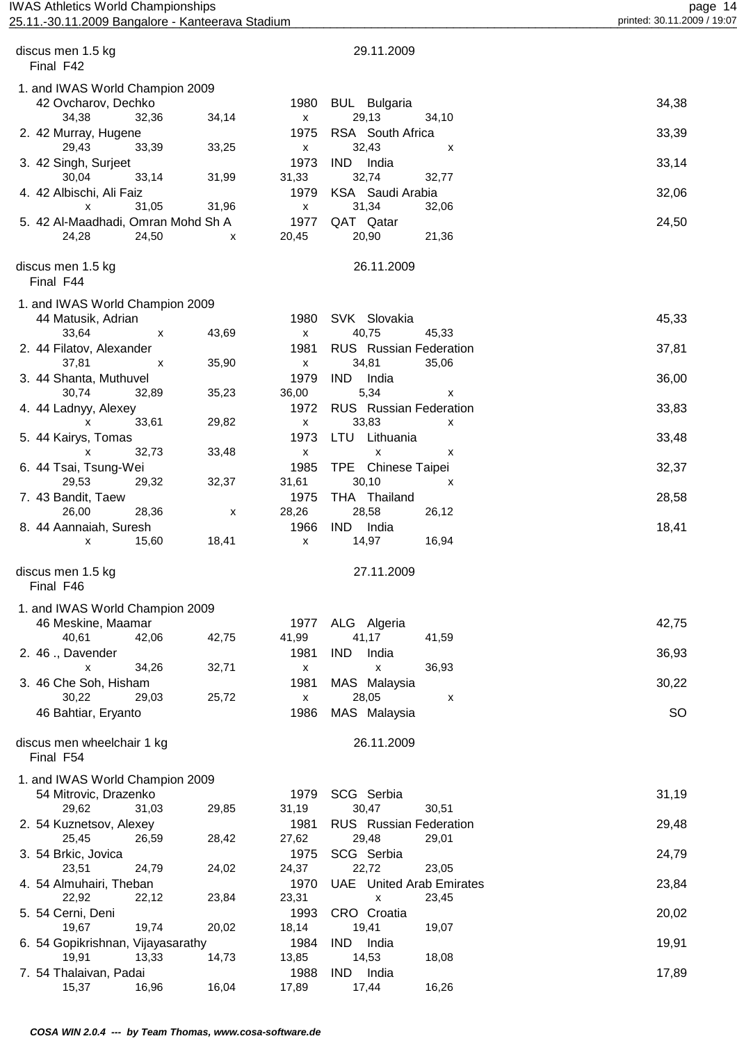## discus men 1.5 kg — 29.11.2009

### Final F42

| Rank | Class | Name | Year | Nation | Result |
|---|---|---|---|---|---|
| 1. and IWAS World Champion 2009 | 42 | Ovcharov, Dechko | 1980 | BUL Bulgaria | 34,38 |
| | | 34,38 / 32,36 / 34,14 / x / 29,13 / 34,10 | | | |
| 2. | 42 | Murray, Hugene | 1975 | RSA South Africa | 33,39 |
| | | 29,43 / 33,39 / 33,25 / x / 32,43 / x | | | |
| 3. | 42 | Singh, Surjeet | 1973 | IND India | 33,14 |
| | | 30,04 / 33,14 / 31,99 / 31,33 / 32,74 / 32,77 | | | |
| 4. | 42 | Albischi, Ali Faiz | 1979 | KSA Saudi Arabia | 32,06 |
| | | x / 31,05 / 31,96 / x / 31,34 / 32,06 | | | |
| 5. | 42 | Al-Maadhadi, Omran Mohd Sh A | 1977 | QAT Qatar | 24,50 |
| | | 24,28 / 24,50 / x / 20,45 / 20,90 / 21,36 | | | |

## discus men 1.5 kg — 26.11.2009

### Final F44

| Rank | Class | Name | Year | Nation | Result |
|---|---|---|---|---|---|
| 1. and IWAS World Champion 2009 | 44 | Matusik, Adrian | 1980 | SVK Slovakia | 45,33 |
| | | 33,64 / x / 43,69 / x / 40,75 / 45,33 | | | |
| 2. | 44 | Filatov, Alexander | 1981 | RUS Russian Federation | 37,81 |
| | | 37,81 / x / 35,90 / x / 34,81 / 35,06 | | | |
| 3. | 44 | Shanta, Muthuvel | 1979 | IND India | 36,00 |
| | | 30,74 / 32,89 / 35,23 / 36,00 / 5,34 / x | | | |
| 4. | 44 | Ladnyy, Alexey | 1972 | RUS Russian Federation | 33,83 |
| | | x / 33,61 / 29,82 / x / 33,83 / x | | | |
| 5. | 44 | Kairys, Tomas | 1973 | LTU Lithuania | 33,48 |
| | | x / 32,73 / 33,48 / x / x / x | | | |
| 6. | 44 | Tsai, Tsung-Wei | 1985 | TPE Chinese Taipei | 32,37 |
| | | 29,53 / 29,32 / 32,37 / 31,61 / 30,10 / x | | | |
| 7. | 43 | Bandit, Taew | 1975 | THA Thailand | 28,58 |
| | | 26,00 / 28,36 / x / 28,26 / 28,58 / 26,12 | | | |
| 8. | 44 | Aannaiah, Suresh | 1966 | IND India | 18,41 |
| | | x / 15,60 / 18,41 / x / 14,97 / 16,94 | | | |

## discus men 1.5 kg — 27.11.2009

### Final F46

| Rank | Class | Name | Year | Nation | Result |
|---|---|---|---|---|---|
| 1. and IWAS World Champion 2009 | 46 | Meskine, Maamar | 1977 | ALG Algeria | 42,75 |
| | | 40,61 / 42,06 / 42,75 / 41,99 / 41,17 / 41,59 | | | |
| 2. | 46 | ., Davender | 1981 | IND India | 36,93 |
| | | x / 34,26 / 32,71 / x / x / 36,93 | | | |
| 3. | 46 | Che Soh, Hisham | 1981 | MAS Malaysia | 30,22 |
| | | 30,22 / 29,03 / 25,72 / x / 28,05 / x | | | |
| | 46 | Bahtiar, Eryanto | 1986 | MAS Malaysia | SO |

## discus men wheelchair 1 kg — 26.11.2009

### Final F54

| Rank | Class | Name | Year | Nation | Result |
|---|---|---|---|---|---|
| 1. and IWAS World Champion 2009 | 54 | Mitrovic, Drazenko | 1979 | SCG Serbia | 31,19 |
| | | 29,62 / 31,03 / 29,85 / 31,19 / 30,47 / 30,51 | | | |
| 2. | 54 | Kuznetsov, Alexey | 1981 | RUS Russian Federation | 29,48 |
| | | 25,45 / 26,59 / 28,42 / 27,62 / 29,48 / 29,01 | | | |
| 3. | 54 | Brkic, Jovica | 1975 | SCG Serbia | 24,79 |
| | | 23,51 / 24,79 / 24,02 / 24,37 / 22,72 / 23,05 | | | |
| 4. | 54 | Almuhairi, Theban | 1970 | UAE United Arab Emirates | 23,84 |
| | | 22,92 / 22,12 / 23,84 / 23,31 / x / 23,45 | | | |
| 5. | 54 | Cerni, Deni | 1993 | CRO Croatia | 20,02 |
| | | 19,67 / 19,74 / 20,02 / 18,14 / 19,41 / 19,07 | | | |
| 6. | 54 | Gopikrishnan, Vijayasarathy | 1984 | IND India | 19,91 |
| | | 19,91 / 13,33 / 14,73 / 13,85 / 14,53 / 18,08 | | | |
| 7. | 54 | Thalaivan, Padai | 1988 | IND India | 17,89 |
| | | 15,37 / 16,96 / 16,04 / 17,89 / 17,44 / 16,26 | | | |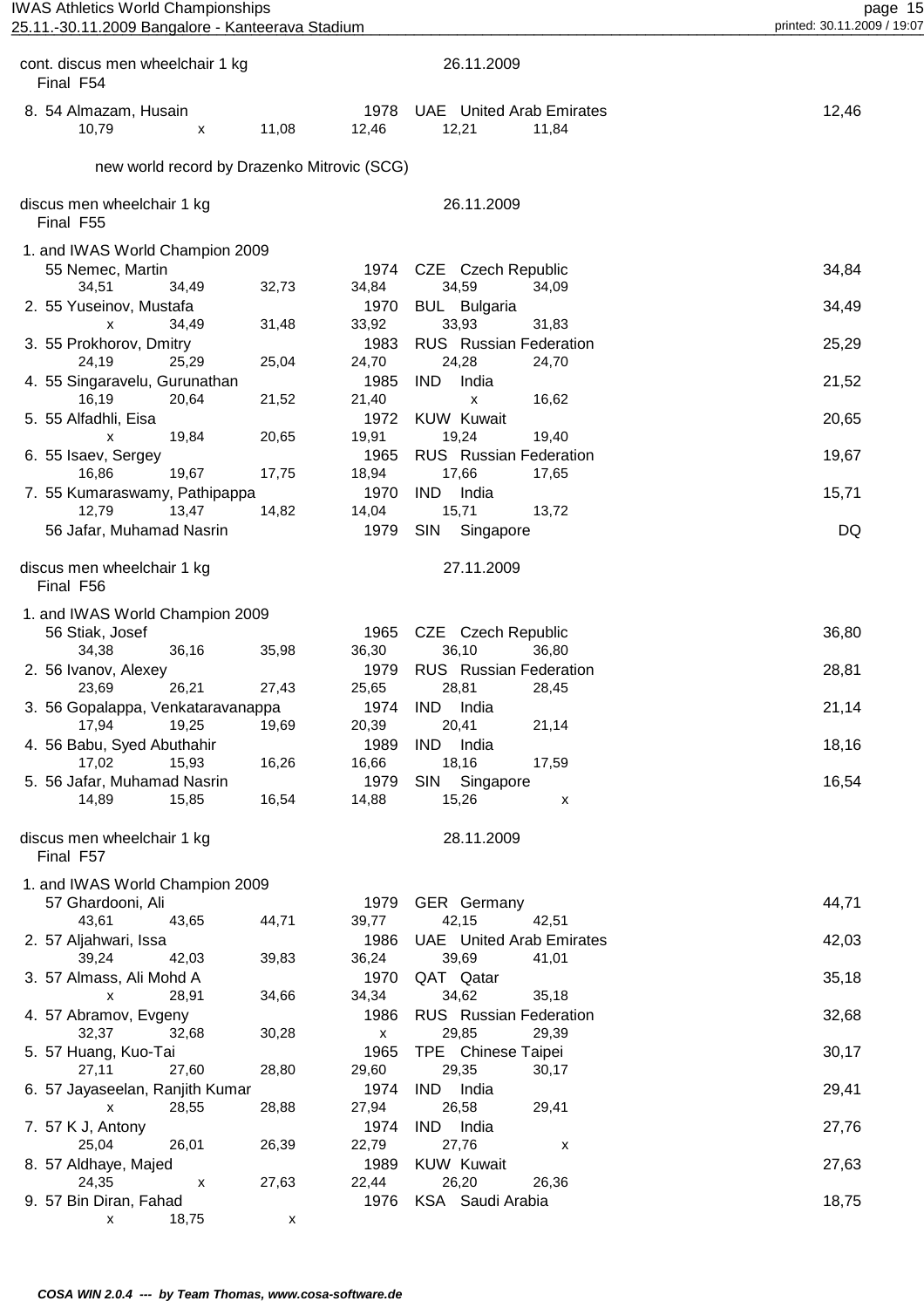cont. discus men wheelchair 1 kg — 26.11.2009

Final F54

| Rank | Class | Name | Year | Country | | | Result |
|---|---|---|---|---|---|---|---|
| 8. | 54 | Almazam, Husain | 1978 | UAE United Arab Emirates | | | 12,46 |
| 10,79 | x | 11,08 | 12,46 | 12,21 | 11,84 | | |

new world record by Drazenko Mitrovic (SCG)

## discus men wheelchair 1 kg — 26.11.2009

Final F55

| Rank | Class | Name | Year | Country | | | Result |
|---|---|---|---|---|---|---|---|
| 1. and IWAS World Champion 2009 | 55 | Nemec, Martin | 1974 | CZE Czech Republic | | | 34,84 |
| 34,51 | 34,49 | 32,73 | 34,84 | 34,59 | 34,09 | | |
| 2. | 55 | Yuseinov, Mustafa | 1970 | BUL Bulgaria | | | 34,49 |
| x | 34,49 | 31,48 | 33,92 | 33,93 | 31,83 | | |
| 3. | 55 | Prokhorov, Dmitry | 1983 | RUS Russian Federation | | | 25,29 |
| 24,19 | 25,29 | 25,04 | 24,70 | 24,28 | 24,70 | | |
| 4. | 55 | Singaravelu, Gurunathan | 1985 | IND India | | | 21,52 |
| 16,19 | 20,64 | 21,52 | 21,40 | x | 16,62 | | |
| 5. | 55 | Alfadhli, Eisa | 1972 | KUW Kuwait | | | 20,65 |
| x | 19,84 | 20,65 | 19,91 | 19,24 | 19,40 | | |
| 6. | 55 | Isaev, Sergey | 1965 | RUS Russian Federation | | | 19,67 |
| 16,86 | 19,67 | 17,75 | 18,94 | 17,66 | 17,65 | | |
| 7. | 55 | Kumaraswamy, Pathipappa | 1970 | IND India | | | 15,71 |
| 12,79 | 13,47 | 14,82 | 14,04 | 15,71 | 13,72 | | |
| | 56 | Jafar, Muhamad Nasrin | 1979 | SIN Singapore | | | DQ |

## discus men wheelchair 1 kg — 27.11.2009

Final F56

| Rank | Class | Name | Year | Country | | | Result |
|---|---|---|---|---|---|---|---|
| 1. and IWAS World Champion 2009 | 56 | Stiak, Josef | 1965 | CZE Czech Republic | | | 36,80 |
| 34,38 | 36,16 | 35,98 | 36,30 | 36,10 | 36,80 | | |
| 2. | 56 | Ivanov, Alexey | 1979 | RUS Russian Federation | | | 28,81 |
| 23,69 | 26,21 | 27,43 | 25,65 | 28,81 | 28,45 | | |
| 3. | 56 | Gopalappa, Venkataravanappa | 1974 | IND India | | | 21,14 |
| 17,94 | 19,25 | 19,69 | 20,39 | 20,41 | 21,14 | | |
| 4. | 56 | Babu, Syed Abuthahir | 1989 | IND India | | | 18,16 |
| 17,02 | 15,93 | 16,26 | 16,66 | 18,16 | 17,59 | | |
| 5. | 56 | Jafar, Muhamad Nasrin | 1979 | SIN Singapore | | | 16,54 |
| 14,89 | 15,85 | 16,54 | 14,88 | 15,26 | x | | |

## discus men wheelchair 1 kg — 28.11.2009

Final F57

| Rank | Class | Name | Year | Country | | | Result |
|---|---|---|---|---|---|---|---|
| 1. and IWAS World Champion 2009 | 57 | Ghardooni, Ali | 1979 | GER Germany | | | 44,71 |
| 43,61 | 43,65 | 44,71 | 39,77 | 42,15 | 42,51 | | |
| 2. | 57 | Aljahwari, Issa | 1986 | UAE United Arab Emirates | | | 42,03 |
| 39,24 | 42,03 | 39,83 | 36,24 | 39,69 | 41,01 | | |
| 3. | 57 | Almass, Ali Mohd A | 1970 | QAT Qatar | | | 35,18 |
| x | 28,91 | 34,66 | 34,34 | 34,62 | 35,18 | | |
| 4. | 57 | Abramov, Evgeny | 1986 | RUS Russian Federation | | | 32,68 |
| 32,37 | 32,68 | 30,28 | x | 29,85 | 29,39 | | |
| 5. | 57 | Huang, Kuo-Tai | 1965 | TPE Chinese Taipei | | | 30,17 |
| 27,11 | 27,60 | 28,80 | 29,60 | 29,35 | 30,17 | | |
| 6. | 57 | Jayaseelan, Ranjith Kumar | 1974 | IND India | | | 29,41 |
| x | 28,55 | 28,88 | 27,94 | 26,58 | 29,41 | | |
| 7. | 57 | K J, Antony | 1974 | IND India | | | 27,76 |
| 25,04 | 26,01 | 26,39 | 22,79 | 27,76 | x | | |
| 8. | 57 | Aldhaye, Majed | 1989 | KUW Kuwait | | | 27,63 |
| 24,35 | x | 27,63 | 22,44 | 26,20 | 26,36 | | |
| 9. | 57 | Bin Diran, Fahad | 1976 | KSA Saudi Arabia | | | 18,75 |
| x | 18,75 | x | | | | | |

*COSA WIN 2.0.4 --- by Team Thomas, www.cosa-software.de*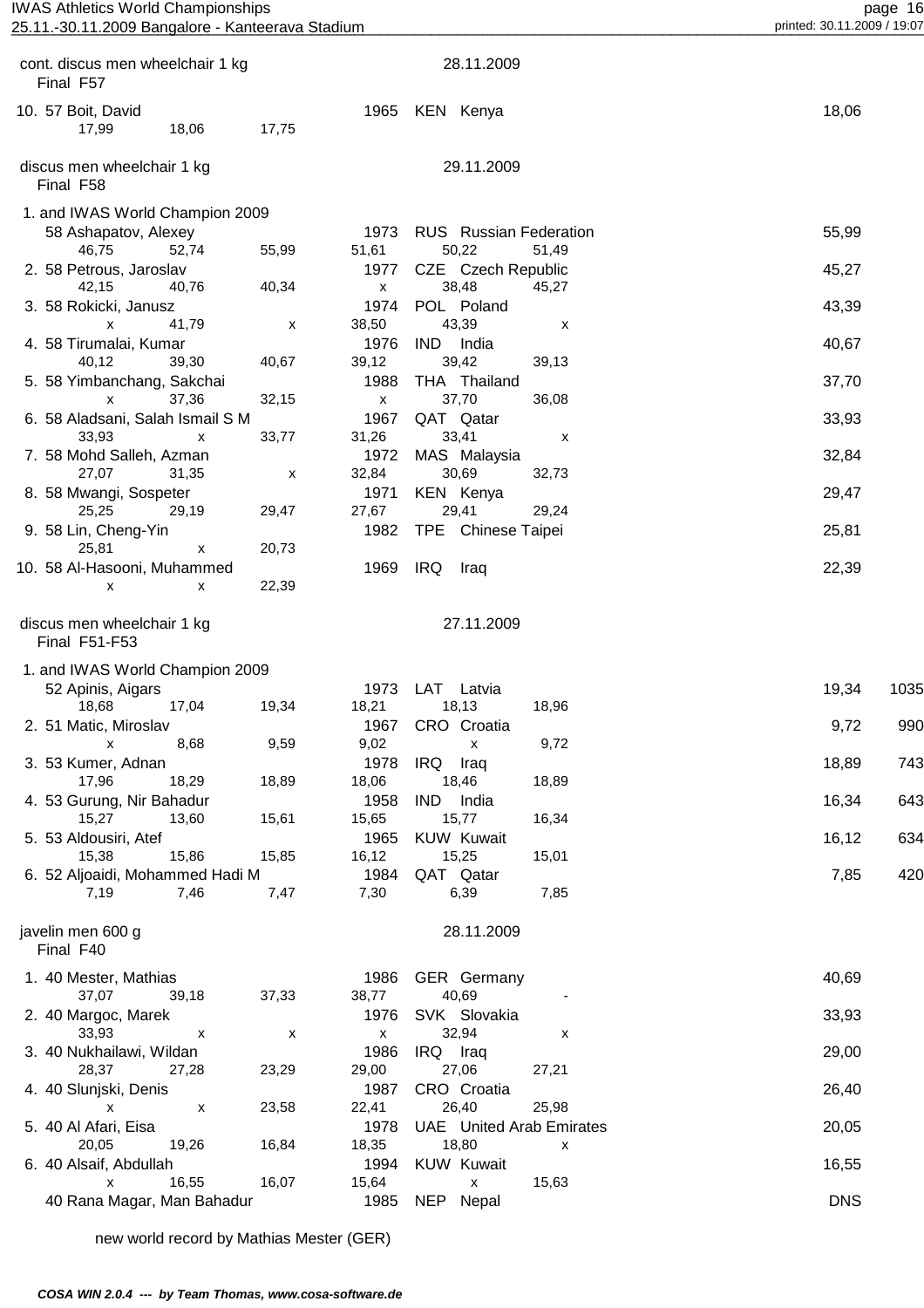cont. discus men wheelchair 1 kg — 28.11.2009

Final F57

| Rank | Class | Name | Year | Nation | | Result |
|---|---|---|---|---|---|---|
| 10. | 57 | Boit, David | 1965 | KEN | Kenya | 18,06 |

Attempts: 17,99 / 18,06 / 17,75

## discus men wheelchair 1 kg — 29.11.2009

Final F58

| Rank | Class | Name | Year | Nation | | Result | Attempts |
|---|---|---|---|---|---|---|---|
| 1. and IWAS World Champion 2009 | 58 | Ashapatov, Alexey | 1973 | RUS | Russian Federation | 55,99 | 46,75 / 52,74 / 55,99 / 51,61 / 50,22 / 51,49 |
| 2. | 58 | Petrous, Jaroslav | 1977 | CZE | Czech Republic | 45,27 | 42,15 / 40,76 / 40,34 / x / 38,48 / 45,27 |
| 3. | 58 | Rokicki, Janusz | 1974 | POL | Poland | 43,39 | x / 41,79 / x / 38,50 / 43,39 / x |
| 4. | 58 | Tirumalai, Kumar | 1976 | IND | India | 40,67 | 40,12 / 39,30 / 40,67 / 39,12 / 39,42 / 39,13 |
| 5. | 58 | Yimbanchang, Sakchai | 1988 | THA | Thailand | 37,70 | x / 37,36 / 32,15 / x / 37,70 / 36,08 |
| 6. | 58 | Aladsani, Salah Ismail S M | 1967 | QAT | Qatar | 33,93 | 33,93 / x / 33,77 / 31,26 / 33,41 / x |
| 7. | 58 | Mohd Salleh, Azman | 1972 | MAS | Malaysia | 32,84 | 27,07 / 31,35 / x / 32,84 / 30,69 / 32,73 |
| 8. | 58 | Mwangi, Sospeter | 1971 | KEN | Kenya | 29,47 | 25,25 / 29,19 / 29,47 / 27,67 / 29,41 / 29,24 |
| 9. | 58 | Lin, Cheng-Yin | 1982 | TPE | Chinese Taipei | 25,81 | 25,81 / x / 20,73 |
| 10. | 58 | Al-Hasooni, Muhammed | 1969 | IRQ | Iraq | 22,39 | x / x / 22,39 |

## discus men wheelchair 1 kg — 27.11.2009

Final F51-F53

| Rank | Class | Name | Year | Nation | | Result | Points | Attempts |
|---|---|---|---|---|---|---|---|---|
| 1. and IWAS World Champion 2009 | 52 | Apinis, Aigars | 1973 | LAT | Latvia | 19,34 | 1035 | 18,68 / 17,04 / 19,34 / 18,21 / 18,13 / 18,96 |
| 2. | 51 | Matic, Miroslav | 1967 | CRO | Croatia | 9,72 | 990 | x / 8,68 / 9,59 / 9,02 / x / 9,72 |
| 3. | 53 | Kumer, Adnan | 1978 | IRQ | Iraq | 18,89 | 743 | 17,96 / 18,29 / 18,89 / 18,06 / 18,46 / 18,89 |
| 4. | 53 | Gurung, Nir Bahadur | 1958 | IND | India | 16,34 | 643 | 15,27 / 13,60 / 15,61 / 15,65 / 15,77 / 16,34 |
| 5. | 53 | Aldousiri, Atef | 1965 | KUW | Kuwait | 16,12 | 634 | 15,38 / 15,86 / 15,85 / 16,12 / 15,25 / 15,01 |
| 6. | 52 | Aljoaidi, Mohammed Hadi M | 1984 | QAT | Qatar | 7,85 | 420 | 7,19 / 7,46 / 7,47 / 7,30 / 6,39 / 7,85 |

## javelin men 600 g — 28.11.2009

Final F40

| Rank | Class | Name | Year | Nation | | Result | Attempts |
|---|---|---|---|---|---|---|---|
| 1. | 40 | Mester, Mathias | 1986 | GER | Germany | 40,69 | 37,07 / 39,18 / 37,33 / 38,77 / 40,69 / - |
| 2. | 40 | Margoc, Marek | 1976 | SVK | Slovakia | 33,93 | 33,93 / x / x / x / 32,94 / x |
| 3. | 40 | Nukhailawi, Wildan | 1986 | IRQ | Iraq | 29,00 | 28,37 / 27,28 / 23,29 / 29,00 / 27,06 / 27,21 |
| 4. | 40 | Slunjski, Denis | 1987 | CRO | Croatia | 26,40 | x / x / 23,58 / 22,41 / 26,40 / 25,98 |
| 5. | 40 | Al Afari, Eisa | 1978 | UAE | United Arab Emirates | 20,05 | 20,05 / 19,26 / 16,84 / 18,35 / 18,80 / x |
| 6. | 40 | Alsaif, Abdullah | 1994 | KUW | Kuwait | 16,55 | x / 16,55 / 16,07 / 15,64 / x / 15,63 |
| | 40 | Rana Magar, Man Bahadur | 1985 | NEP | Nepal | DNS | |

new world record by Mathias Mester (GER)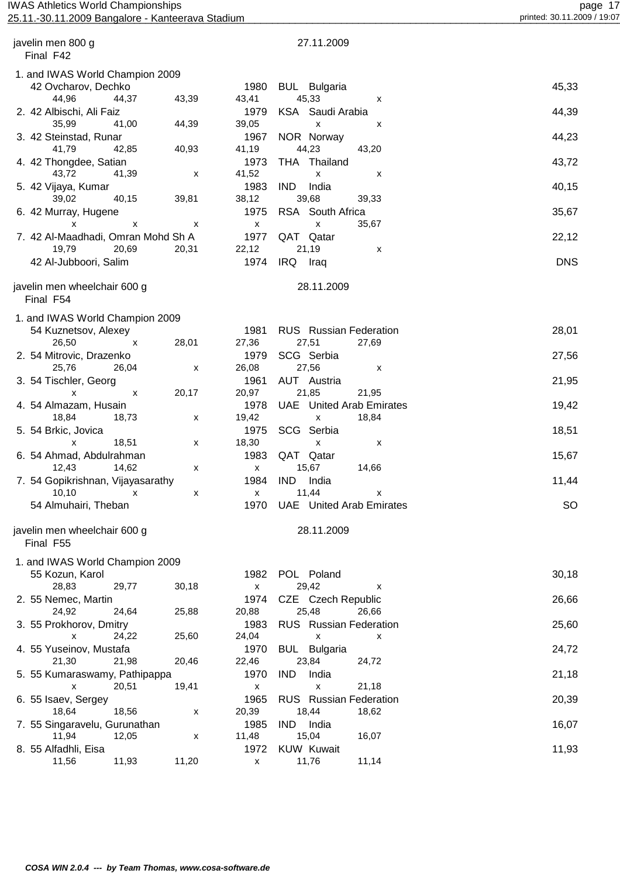javelin men 800 g — 27.11.2009

Final F42

| Rank | Class | Name | Year | Nation | | Result |
|---|---|---|---|---|---|---|
| 1. and IWAS World Champion 2009 | 42 | Ovcharov, Dechko | 1980 | BUL | Bulgaria | 45,33 |
| | | 44,96 · 44,37 · 43,39 · 43,41 · 45,33 · x | | | | |
| 2. | 42 | Albischi, Ali Faiz | 1979 | KSA | Saudi Arabia | 44,39 |
| | | 35,99 · 41,00 · 44,39 · 39,05 · x · x | | | | |
| 3. | 42 | Steinstad, Runar | 1967 | NOR | Norway | 44,23 |
| | | 41,79 · 42,85 · 40,93 · 41,19 · 44,23 · 43,20 | | | | |
| 4. | 42 | Thongdee, Satian | 1973 | THA | Thailand | 43,72 |
| | | 43,72 · 41,39 · x · 41,52 · x · x | | | | |
| 5. | 42 | Vijaya, Kumar | 1983 | IND | India | 40,15 |
| | | 39,02 · 40,15 · 39,81 · 38,12 · 39,68 · 39,33 | | | | |
| 6. | 42 | Murray, Hugene | 1975 | RSA | South Africa | 35,67 |
| | | x · x · x · x · x · 35,67 | | | | |
| 7. | 42 | Al-Maadhadi, Omran Mohd Sh A | 1977 | QAT | Qatar | 22,12 |
| | | 19,79 · 20,69 · 20,31 · 22,12 · 21,19 · x | | | | |
| | 42 | Al-Jubboori, Salim | 1974 | IRQ | Iraq | DNS |

javelin men wheelchair 600 g — 28.11.2009

Final F54

| Rank | Class | Name | Year | Nation | | Result |
|---|---|---|---|---|---|---|
| 1. and IWAS World Champion 2009 | 54 | Kuznetsov, Alexey | 1981 | RUS | Russian Federation | 28,01 |
| | | 26,50 · x · 28,01 · 27,36 · 27,51 · 27,69 | | | | |
| 2. | 54 | Mitrovic, Drazenko | 1979 | SCG | Serbia | 27,56 |
| | | 25,76 · 26,04 · x · 26,08 · 27,56 · x | | | | |
| 3. | 54 | Tischler, Georg | 1961 | AUT | Austria | 21,95 |
| | | x · x · 20,17 · 20,97 · 21,85 · 21,95 | | | | |
| 4. | 54 | Almazam, Husain | 1978 | UAE | United Arab Emirates | 19,42 |
| | | 18,84 · 18,73 · x · 19,42 · x · 18,84 | | | | |
| 5. | 54 | Brkic, Jovica | 1975 | SCG | Serbia | 18,51 |
| | | x · 18,51 · x · 18,30 · x · x | | | | |
| 6. | 54 | Ahmad, Abdulrahman | 1983 | QAT | Qatar | 15,67 |
| | | 12,43 · 14,62 · x · x · 15,67 · 14,66 | | | | |
| 7. | 54 | Gopikrishnan, Vijayasarathy | 1984 | IND | India | 11,44 |
| | | 10,10 · x · x · x · 11,44 · x | | | | |
| | 54 | Almuhairi, Theban | 1970 | UAE | United Arab Emirates | SO |

javelin men wheelchair 600 g — 28.11.2009

Final F55

| Rank | Class | Name | Year | Nation | | Result |
|---|---|---|---|---|---|---|
| 1. and IWAS World Champion 2009 | 55 | Kozun, Karol | 1982 | POL | Poland | 30,18 |
| | | 28,83 · 29,77 · 30,18 · x · 29,42 · x | | | | |
| 2. | 55 | Nemec, Martin | 1974 | CZE | Czech Republic | 26,66 |
| | | 24,92 · 24,64 · 25,88 · 20,88 · 25,48 · 26,66 | | | | |
| 3. | 55 | Prokhorov, Dmitry | 1983 | RUS | Russian Federation | 25,60 |
| | | x · 24,22 · 25,60 · 24,04 · x · x | | | | |
| 4. | 55 | Yuseinov, Mustafa | 1970 | BUL | Bulgaria | 24,72 |
| | | 21,30 · 21,98 · 20,46 · 22,46 · 23,84 · 24,72 | | | | |
| 5. | 55 | Kumaraswamy, Pathipappa | 1970 | IND | India | 21,18 |
| | | x · 20,51 · 19,41 · x · x · 21,18 | | | | |
| 6. | 55 | Isaev, Sergey | 1965 | RUS | Russian Federation | 20,39 |
| | | 18,64 · 18,56 · x · 20,39 · 18,44 · 18,62 | | | | |
| 7. | 55 | Singaravelu, Gurunathan | 1985 | IND | India | 16,07 |
| | | 11,94 · 12,05 · x · 11,48 · 15,04 · 16,07 | | | | |
| 8. | 55 | Alfadhli, Eisa | 1972 | KUW | Kuwait | 11,93 |
| | | 11,56 · 11,93 · 11,20 · x · 11,76 · 11,14 | | | | |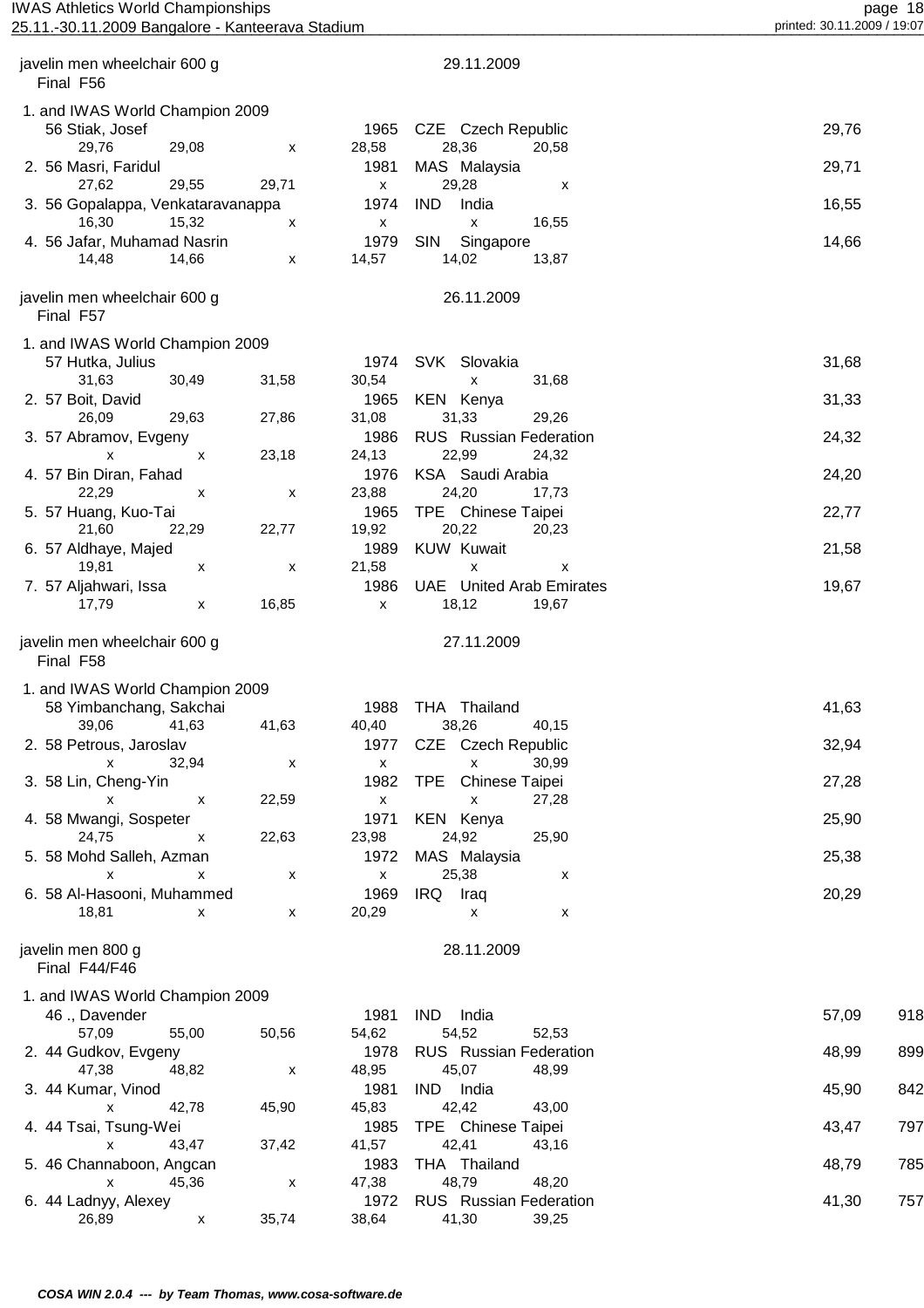## javelin men wheelchair 600 g — 29.11.2009

Final F56

| Rank | Class | Name | Year | Nation | | Result |
|---|---|---|---|---|---|---|
| 1. and IWAS World Champion 2009 | 56 | Stiak, Josef | 1965 | CZE | Czech Republic | 29,76 |
| | | 29,76 / 29,08 / x / 28,58 / 28,36 / 20,58 | | | | |
| 2. | 56 | Masri, Faridul | 1981 | MAS | Malaysia | 29,71 |
| | | 27,62 / 29,55 / 29,71 / x / 29,28 / x | | | | |
| 3. | 56 | Gopalappa, Venkataravanappa | 1974 | IND | India | 16,55 |
| | | 16,30 / 15,32 / x / x / x / 16,55 | | | | |
| 4. | 56 | Jafar, Muhamad Nasrin | 1979 | SIN | Singapore | 14,66 |
| | | 14,48 / 14,66 / x / 14,57 / 14,02 / 13,87 | | | | |

## javelin men wheelchair 600 g — 26.11.2009

Final F57

| Rank | Class | Name | Year | Nation | | Result |
|---|---|---|---|---|---|---|
| 1. and IWAS World Champion 2009 | 57 | Hutka, Julius | 1974 | SVK | Slovakia | 31,68 |
| | | 31,63 / 30,49 / 31,58 / 30,54 / x / 31,68 | | | | |
| 2. | 57 | Boit, David | 1965 | KEN | Kenya | 31,33 |
| | | 26,09 / 29,63 / 27,86 / 31,08 / 31,33 / 29,26 | | | | |
| 3. | 57 | Abramov, Evgeny | 1986 | RUS | Russian Federation | 24,32 |
| | | x / x / 23,18 / 24,13 / 22,99 / 24,32 | | | | |
| 4. | 57 | Bin Diran, Fahad | 1976 | KSA | Saudi Arabia | 24,20 |
| | | 22,29 / x / x / 23,88 / 24,20 / 17,73 | | | | |
| 5. | 57 | Huang, Kuo-Tai | 1965 | TPE | Chinese Taipei | 22,77 |
| | | 21,60 / 22,29 / 22,77 / 19,92 / 20,22 / 20,23 | | | | |
| 6. | 57 | Aldhaye, Majed | 1989 | KUW | Kuwait | 21,58 |
| | | 19,81 / x / x / 21,58 / x / x | | | | |
| 7. | 57 | Aljahwari, Issa | 1986 | UAE | United Arab Emirates | 19,67 |
| | | 17,79 / x / 16,85 / x / 18,12 / 19,67 | | | | |

## javelin men wheelchair 600 g — 27.11.2009

Final F58

| Rank | Class | Name | Year | Nation | | Result |
|---|---|---|---|---|---|---|
| 1. and IWAS World Champion 2009 | 58 | Yimbanchang, Sakchai | 1988 | THA | Thailand | 41,63 |
| | | 39,06 / 41,63 / 41,63 / 40,40 / 38,26 / 40,15 | | | | |
| 2. | 58 | Petrous, Jaroslav | 1977 | CZE | Czech Republic | 32,94 |
| | | x / 32,94 / x / x / x / 30,99 | | | | |
| 3. | 58 | Lin, Cheng-Yin | 1982 | TPE | Chinese Taipei | 27,28 |
| | | x / x / 22,59 / x / x / 27,28 | | | | |
| 4. | 58 | Mwangi, Sospeter | 1971 | KEN | Kenya | 25,90 |
| | | 24,75 / x / 22,63 / 23,98 / 24,92 / 25,90 | | | | |
| 5. | 58 | Mohd Salleh, Azman | 1972 | MAS | Malaysia | 25,38 |
| | | x / x / x / x / 25,38 / x | | | | |
| 6. | 58 | Al-Hasooni, Muhammed | 1969 | IRQ | Iraq | 20,29 |
| | | 18,81 / x / x / 20,29 / x / x | | | | |

## javelin men 800 g — 28.11.2009

Final F44/F46

| Rank | Class | Name | Year | Nation | | Result | Points |
|---|---|---|---|---|---|---|---|
| 1. and IWAS World Champion 2009 | 46 | ., Davender | 1981 | IND | India | 57,09 | 918 |
| | | 57,09 / 55,00 / 50,56 / 54,62 / 54,52 / 52,53 | | | | | |
| 2. | 44 | Gudkov, Evgeny | 1978 | RUS | Russian Federation | 48,99 | 899 |
| | | 47,38 / 48,82 / x / 48,95 / 45,07 / 48,99 | | | | | |
| 3. | 44 | Kumar, Vinod | 1981 | IND | India | 45,90 | 842 |
| | | x / 42,78 / 45,90 / 45,83 / 42,42 / 43,00 | | | | | |
| 4. | 44 | Tsai, Tsung-Wei | 1985 | TPE | Chinese Taipei | 43,47 | 797 |
| | | x / 43,47 / 37,42 / 41,57 / 42,41 / 43,16 | | | | | |
| 5. | 46 | Channaboon, Angcan | 1983 | THA | Thailand | 48,79 | 785 |
| | | x / 45,36 / x / 47,38 / 48,79 / 48,20 | | | | | |
| 6. | 44 | Ladnyy, Alexey | 1972 | RUS | Russian Federation | 41,30 | 757 |
| | | 26,89 / x / 35,74 / 38,64 / 41,30 / 39,25 | | | | | |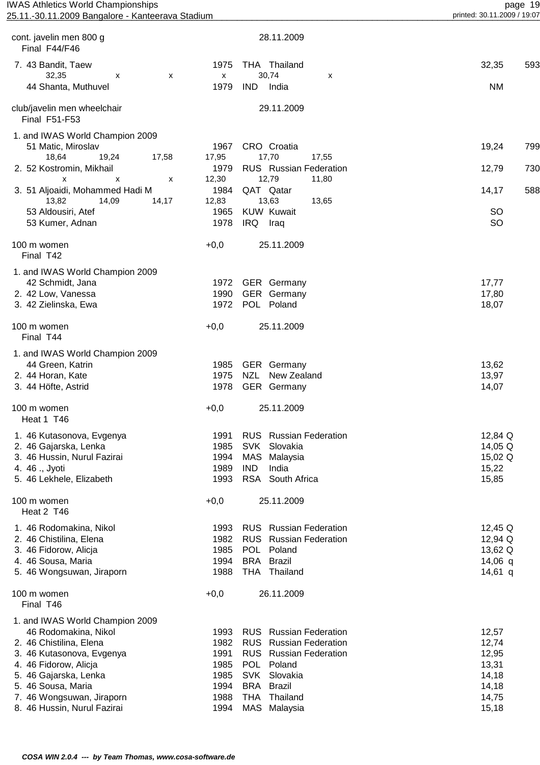cont. javelin men 800 g — 28.11.2009
Final F44/F46

| Place | Class | Name | Year | Nat | Country | Result | Points |
|---|---|---|---|---|---|---|---|
| 7. | 43 | Bandit, Taew | 1975 | THA | Thailand | 32,35 | 593 |
| | | 32,35 x x x 30,74 x | | | | | |
| | 44 | Shanta, Muthuvel | 1979 | IND | India | NM | |

club/javelin men wheelchair — 29.11.2009
Final F51-F53

| Place | Class | Name | Year | Nat | Country | Result | Points |
|---|---|---|---|---|---|---|---|
| 1. and IWAS World Champion 2009 | 51 | Matic, Miroslav | 1967 | CRO | Croatia | 19,24 | 799 |
| | | 18,64 19,24 17,58 17,95 17,70 17,55 | | | | | |
| 2. | 52 | Kostromin, Mikhail | 1979 | RUS | Russian Federation | 12,79 | 730 |
| | | x x x 12,30 12,79 11,80 | | | | | |
| 3. | 51 | Aljoaidi, Mohammed Hadi M | 1984 | QAT | Qatar | 14,17 | 588 |
| | | 13,82 14,09 14,17 12,83 13,63 13,65 | | | | | |
| | 53 | Aldousiri, Atef | 1965 | KUW | Kuwait | SO | |
| | 53 | Kumer, Adnan | 1978 | IRQ | Iraq | SO | |

100 m women +0,0 — 25.11.2009
Final T42

| Place | Class | Name | Year | Nat | Country | Result |
|---|---|---|---|---|---|---|
| 1. and IWAS World Champion 2009 | 42 | Schmidt, Jana | 1972 | GER | Germany | 17,77 |
| 2. | 42 | Low, Vanessa | 1990 | GER | Germany | 17,80 |
| 3. | 42 | Zielinska, Ewa | 1972 | POL | Poland | 18,07 |

100 m women +0,0 — 25.11.2009
Final T44

| Place | Class | Name | Year | Nat | Country | Result |
|---|---|---|---|---|---|---|
| 1. and IWAS World Champion 2009 | 44 | Green, Katrin | 1985 | GER | Germany | 13,62 |
| 2. | 44 | Horan, Kate | 1975 | NZL | New Zealand | 13,97 |
| 3. | 44 | Höfte, Astrid | 1978 | GER | Germany | 14,07 |

100 m women +0,0 — 25.11.2009
Heat 1 T46

| Place | Class | Name | Year | Nat | Country | Result |
|---|---|---|---|---|---|---|
| 1. | 46 | Kutasonova, Evgenya | 1991 | RUS | Russian Federation | 12,84 Q |
| 2. | 46 | Gajarska, Lenka | 1985 | SVK | Slovakia | 14,05 Q |
| 3. | 46 | Hussin, Nurul Fazirai | 1994 | MAS | Malaysia | 15,02 Q |
| 4. | 46 | ., Jyoti | 1989 | IND | India | 15,22 |
| 5. | 46 | Lekhele, Elizabeth | 1993 | RSA | South Africa | 15,85 |

100 m women +0,0 — 25.11.2009
Heat 2 T46

| Place | Class | Name | Year | Nat | Country | Result |
|---|---|---|---|---|---|---|
| 1. | 46 | Rodomakina, Nikol | 1993 | RUS | Russian Federation | 12,45 Q |
| 2. | 46 | Chistilina, Elena | 1982 | RUS | Russian Federation | 12,94 Q |
| 3. | 46 | Fidorow, Alicja | 1985 | POL | Poland | 13,62 Q |
| 4. | 46 | Sousa, Maria | 1994 | BRA | Brazil | 14,06 q |
| 5. | 46 | Wongsuwan, Jiraporn | 1988 | THA | Thailand | 14,61 q |

100 m women +0,0 — 26.11.2009
Final T46

| Place | Class | Name | Year | Nat | Country | Result |
|---|---|---|---|---|---|---|
| 1. and IWAS World Champion 2009 | 46 | Rodomakina, Nikol | 1993 | RUS | Russian Federation | 12,57 |
| 2. | 46 | Chistilina, Elena | 1982 | RUS | Russian Federation | 12,74 |
| 3. | 46 | Kutasonova, Evgenya | 1991 | RUS | Russian Federation | 12,95 |
| 4. | 46 | Fidorow, Alicja | 1985 | POL | Poland | 13,31 |
| 5. | 46 | Gajarska, Lenka | 1985 | SVK | Slovakia | 14,18 |
| 5. | 46 | Sousa, Maria | 1994 | BRA | Brazil | 14,18 |
| 7. | 46 | Wongsuwan, Jiraporn | 1988 | THA | Thailand | 14,75 |
| 8. | 46 | Hussin, Nurul Fazirai | 1994 | MAS | Malaysia | 15,18 |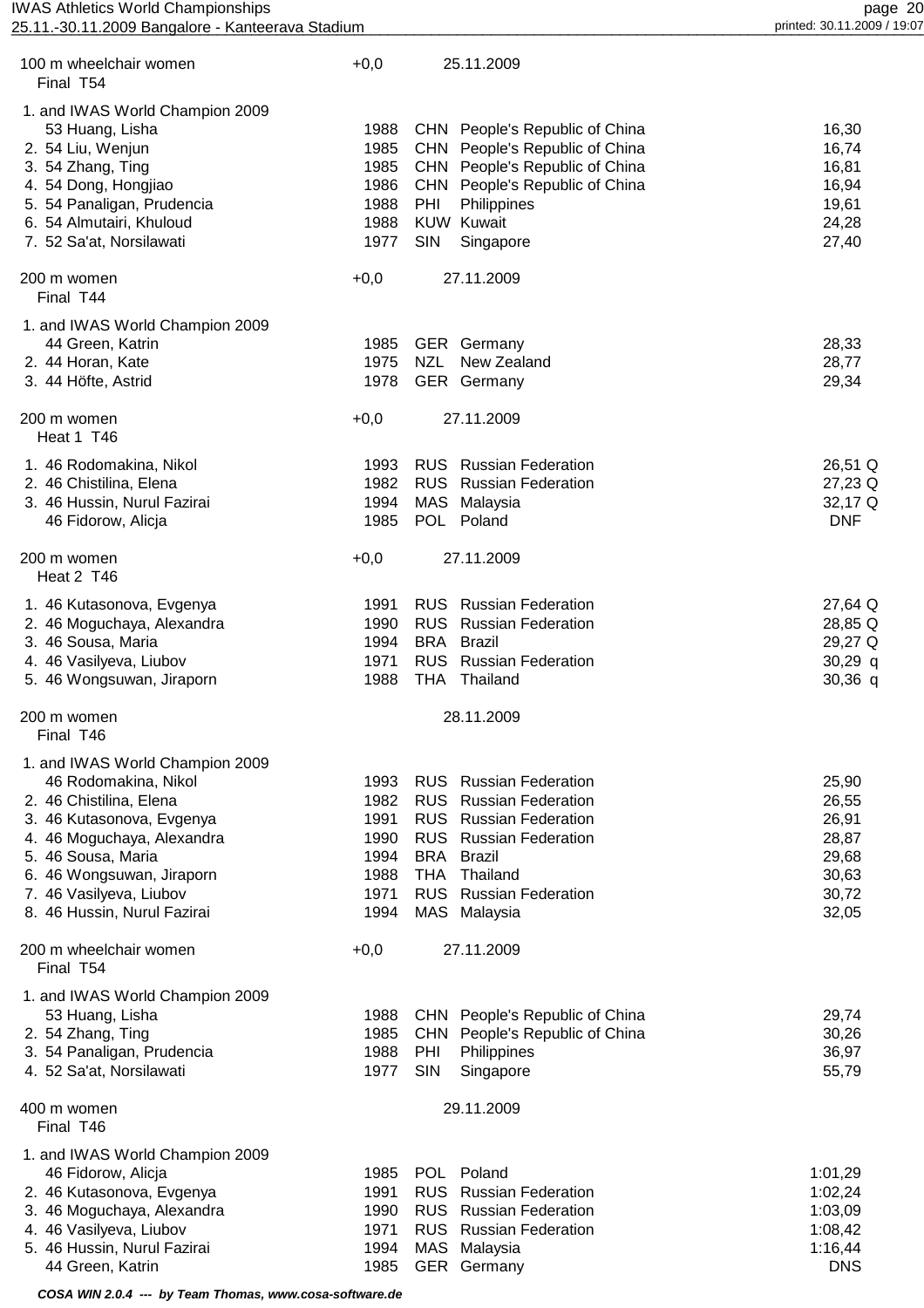### 100 m wheelchair women — Final T54

+0,0 — 25.11.2009

| Rank | Class | Name | Year | Nat | Country | Result |
|---|---|---|---|---|---|---|
| 1. and IWAS World Champion 2009 | 53 | Huang, Lisha | 1988 | CHN | People's Republic of China | 16,30 |
| 2. | 54 | Liu, Wenjun | 1985 | CHN | People's Republic of China | 16,74 |
| 3. | 54 | Zhang, Ting | 1985 | CHN | People's Republic of China | 16,81 |
| 4. | 54 | Dong, Hongjiao | 1986 | CHN | People's Republic of China | 16,94 |
| 5. | 54 | Panaligan, Prudencia | 1988 | PHI | Philippines | 19,61 |
| 6. | 54 | Almutairi, Khuloud | 1988 | KUW | Kuwait | 24,28 |
| 7. | 52 | Sa'at, Norsilawati | 1977 | SIN | Singapore | 27,40 |

### 200 m women — Final T44

+0,0 — 27.11.2009

| Rank | Class | Name | Year | Nat | Country | Result |
|---|---|---|---|---|---|---|
| 1. and IWAS World Champion 2009 | 44 | Green, Katrin | 1985 | GER | Germany | 28,33 |
| 2. | 44 | Horan, Kate | 1975 | NZL | New Zealand | 28,77 |
| 3. | 44 | Höfte, Astrid | 1978 | GER | Germany | 29,34 |

### 200 m women — Heat 1 T46

+0,0 — 27.11.2009

| Rank | Class | Name | Year | Nat | Country | Result |
|---|---|---|---|---|---|---|
| 1. | 46 | Rodomakina, Nikol | 1993 | RUS | Russian Federation | 26,51 Q |
| 2. | 46 | Chistilina, Elena | 1982 | RUS | Russian Federation | 27,23 Q |
| 3. | 46 | Hussin, Nurul Fazirai | 1994 | MAS | Malaysia | 32,17 Q |
| | 46 | Fidorow, Alicja | 1985 | POL | Poland | DNF |

### 200 m women — Heat 2 T46

+0,0 — 27.11.2009

| Rank | Class | Name | Year | Nat | Country | Result |
|---|---|---|---|---|---|---|
| 1. | 46 | Kutasonova, Evgenya | 1991 | RUS | Russian Federation | 27,64 Q |
| 2. | 46 | Moguchaya, Alexandra | 1990 | RUS | Russian Federation | 28,85 Q |
| 3. | 46 | Sousa, Maria | 1994 | BRA | Brazil | 29,27 Q |
| 4. | 46 | Vasilyeva, Liubov | 1971 | RUS | Russian Federation | 30,29 q |
| 5. | 46 | Wongsuwan, Jiraporn | 1988 | THA | Thailand | 30,36 q |

### 200 m women — Final T46

28.11.2009

| Rank | Class | Name | Year | Nat | Country | Result |
|---|---|---|---|---|---|---|
| 1. and IWAS World Champion 2009 | 46 | Rodomakina, Nikol | 1993 | RUS | Russian Federation | 25,90 |
| 2. | 46 | Chistilina, Elena | 1982 | RUS | Russian Federation | 26,55 |
| 3. | 46 | Kutasonova, Evgenya | 1991 | RUS | Russian Federation | 26,91 |
| 4. | 46 | Moguchaya, Alexandra | 1990 | RUS | Russian Federation | 28,87 |
| 5. | 46 | Sousa, Maria | 1994 | BRA | Brazil | 29,68 |
| 6. | 46 | Wongsuwan, Jiraporn | 1988 | THA | Thailand | 30,63 |
| 7. | 46 | Vasilyeva, Liubov | 1971 | RUS | Russian Federation | 30,72 |
| 8. | 46 | Hussin, Nurul Fazirai | 1994 | MAS | Malaysia | 32,05 |

### 200 m wheelchair women — Final T54

+0,0 — 27.11.2009

| Rank | Class | Name | Year | Nat | Country | Result |
|---|---|---|---|---|---|---|
| 1. and IWAS World Champion 2009 | 53 | Huang, Lisha | 1988 | CHN | People's Republic of China | 29,74 |
| 2. | 54 | Zhang, Ting | 1985 | CHN | People's Republic of China | 30,26 |
| 3. | 54 | Panaligan, Prudencia | 1988 | PHI | Philippines | 36,97 |
| 4. | 52 | Sa'at, Norsilawati | 1977 | SIN | Singapore | 55,79 |

### 400 m women — Final T46

29.11.2009

| Rank | Class | Name | Year | Nat | Country | Result |
|---|---|---|---|---|---|---|
| 1. and IWAS World Champion 2009 | 46 | Fidorow, Alicja | 1985 | POL | Poland | 1:01,29 |
| 2. | 46 | Kutasonova, Evgenya | 1991 | RUS | Russian Federation | 1:02,24 |
| 3. | 46 | Moguchaya, Alexandra | 1990 | RUS | Russian Federation | 1:03,09 |
| 4. | 46 | Vasilyeva, Liubov | 1971 | RUS | Russian Federation | 1:08,42 |
| 5. | 46 | Hussin, Nurul Fazirai | 1994 | MAS | Malaysia | 1:16,44 |
| | 44 | Green, Katrin | 1985 | GER | Germany | DNS |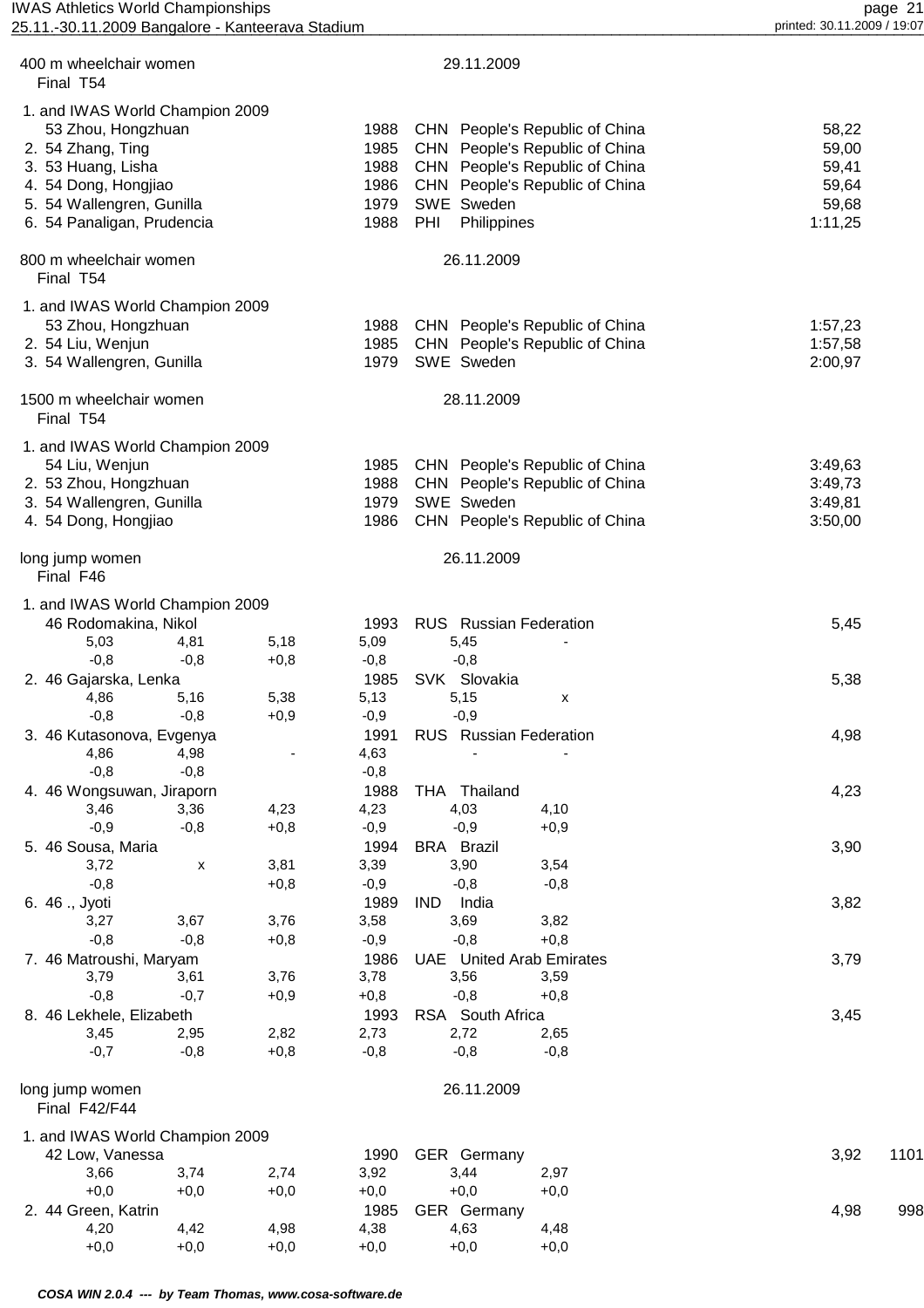## 400 m wheelchair women — 29.11.2009

Final T54

| Rank | Class | Name | Year | Nation | | Result |
|---|---|---|---|---|---|---|
| 1. and IWAS World Champion 2009 | 53 | Zhou, Hongzhuan | 1988 | CHN | People's Republic of China | 58,22 |
| 2. | 54 | Zhang, Ting | 1985 | CHN | People's Republic of China | 59,00 |
| 3. | 53 | Huang, Lisha | 1988 | CHN | People's Republic of China | 59,41 |
| 4. | 54 | Dong, Hongjiao | 1986 | CHN | People's Republic of China | 59,64 |
| 5. | 54 | Wallengren, Gunilla | 1979 | SWE | Sweden | 59,68 |
| 6. | 54 | Panaligan, Prudencia | 1988 | PHI | Philippines | 1:11,25 |

## 800 m wheelchair women — 26.11.2009

Final T54

| Rank | Class | Name | Year | Nation | | Result |
|---|---|---|---|---|---|---|
| 1. and IWAS World Champion 2009 | 53 | Zhou, Hongzhuan | 1988 | CHN | People's Republic of China | 1:57,23 |
| 2. | 54 | Liu, Wenjun | 1985 | CHN | People's Republic of China | 1:57,58 |
| 3. | 54 | Wallengren, Gunilla | 1979 | SWE | Sweden | 2:00,97 |

## 1500 m wheelchair women — 28.11.2009

Final T54

| Rank | Class | Name | Year | Nation | | Result |
|---|---|---|---|---|---|---|
| 1. and IWAS World Champion 2009 | 54 | Liu, Wenjun | 1985 | CHN | People's Republic of China | 3:49,63 |
| 2. | 53 | Zhou, Hongzhuan | 1988 | CHN | People's Republic of China | 3:49,73 |
| 3. | 54 | Wallengren, Gunilla | 1979 | SWE | Sweden | 3:49,81 |
| 4. | 54 | Dong, Hongjiao | 1986 | CHN | People's Republic of China | 3:50,00 |

## long jump women — 26.11.2009

Final F46

| Rank | Class | Name | Year | Nation | | Result |
|---|---|---|---|---|---|---|
| 1. and IWAS World Champion 2009 | 46 | Rodomakina, Nikol | 1993 | RUS | Russian Federation | 5,45 |
| 2. | 46 | Gajarska, Lenka | 1985 | SVK | Slovakia | 5,38 |
| 3. | 46 | Kutasonova, Evgenya | 1991 | RUS | Russian Federation | 4,98 |
| 4. | 46 | Wongsuwan, Jiraporn | 1988 | THA | Thailand | 4,23 |
| 5. | 46 | Sousa, Maria | 1994 | BRA | Brazil | 3,90 |
| 6. | 46 | ., Jyoti | 1989 | IND | India | 3,82 |
| 7. | 46 | Matroushi, Maryam | 1986 | UAE | United Arab Emirates | 3,79 |
| 8. | 46 | Lekhele, Elizabeth | 1993 | RSA | South Africa | 3,45 |

Attempts (distance / wind):

| Name | 1 | 2 | 3 | 4 | 5 | 6 |
|---|---|---|---|---|---|---|
| Rodomakina, Nikol | 5,03 / -0,8 | 4,81 / -0,8 | 5,18 / +0,8 | 5,09 / -0,8 | 5,45 / -0,8 | - |
| Gajarska, Lenka | 4,86 / -0,8 | 5,16 / -0,8 | 5,38 / +0,9 | 5,13 / -0,9 | 5,15 / -0,9 | x |
| Kutasonova, Evgenya | 4,86 / -0,8 | 4,98 / -0,8 | - | 4,63 / -0,8 | - | - |
| Wongsuwan, Jiraporn | 3,46 / -0,9 | 3,36 / -0,8 | 4,23 / +0,8 | 4,23 / -0,9 | 4,03 / -0,9 | 4,10 / +0,9 |
| Sousa, Maria | 3,72 / -0,8 | x | 3,81 / +0,8 | 3,39 / -0,9 | 3,90 / -0,8 | 3,54 / -0,8 |
| ., Jyoti | 3,27 / -0,8 | 3,67 / -0,8 | 3,76 / +0,8 | 3,58 / -0,9 | 3,69 / -0,8 | 3,82 / +0,8 |
| Matroushi, Maryam | 3,79 / -0,8 | 3,61 / -0,7 | 3,76 / +0,9 | 3,78 / +0,8 | 3,56 / -0,8 | 3,59 / +0,8 |
| Lekhele, Elizabeth | 3,45 / -0,7 | 2,95 / -0,8 | 2,82 / +0,8 | 2,73 / -0,8 | 2,72 / -0,8 | 2,65 / -0,8 |

## long jump women — 26.11.2009

Final F42/F44

| Rank | Class | Name | Year | Nation | | Result | Points |
|---|---|---|---|---|---|---|---|
| 1. and IWAS World Champion 2009 | 42 | Low, Vanessa | 1990 | GER | Germany | 3,92 | 1101 |
| 2. | 44 | Green, Katrin | 1985 | GER | Germany | 4,98 | 998 |

Attempts (distance / wind):

| Name | 1 | 2 | 3 | 4 | 5 | 6 |
|---|---|---|---|---|---|---|
| Low, Vanessa | 3,66 / +0,0 | 3,74 / +0,0 | 2,74 / +0,0 | 3,92 / +0,0 | 3,44 / +0,0 | 2,97 / +0,0 |
| Green, Katrin | 4,20 / +0,0 | 4,42 / +0,0 | 4,98 / +0,0 | 4,38 / +0,0 | 4,63 / +0,0 | 4,48 / +0,0 |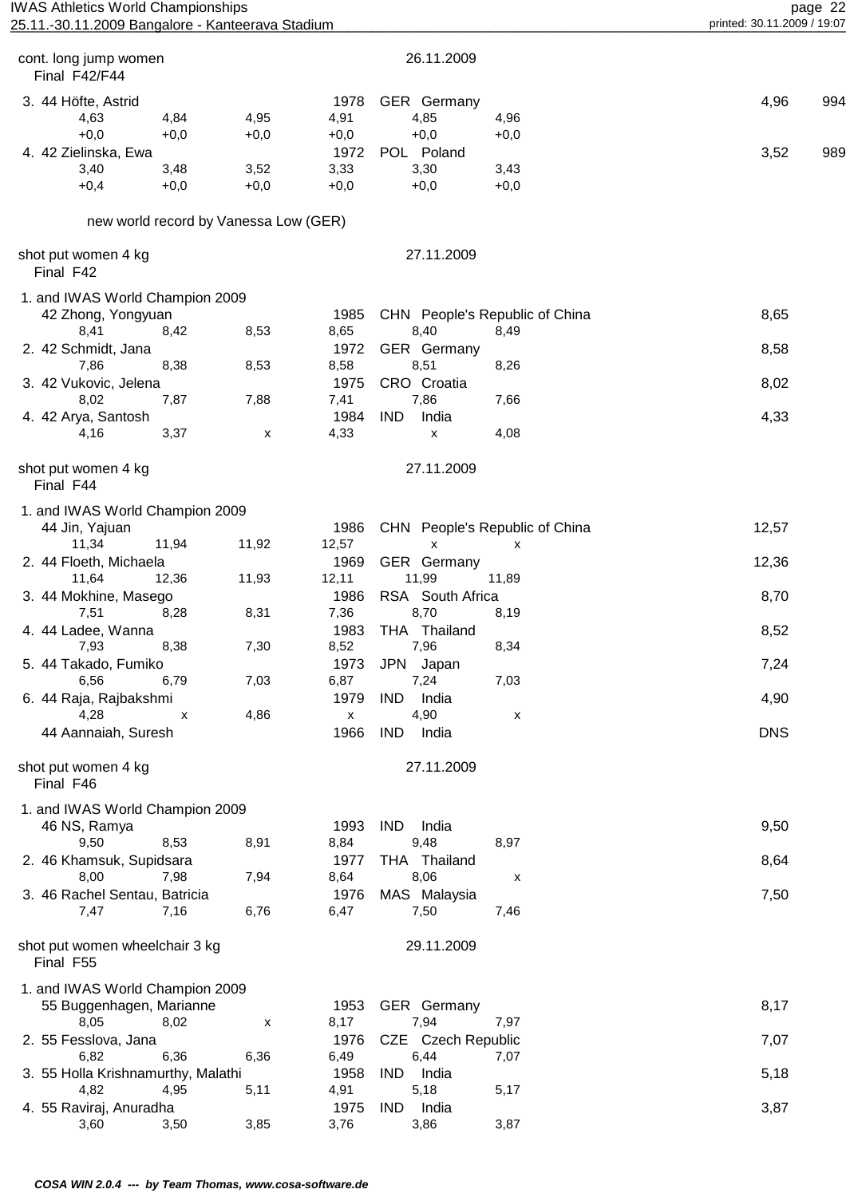cont. long jump women — 26.11.2009

Final F42/F44

| Rank | Class | Name | Year | Country | | Result | Points |
|---|---|---|---|---|---|---|---|
| 3. | 44 | Höfte, Astrid | 1978 | GER | Germany | 4,96 | 994 |
| | | 4,63 / +0,0 — 4,84 / +0,0 — 4,95 / +0,0 — 4,91 / +0,0 — 4,85 / +0,0 — 4,96 / +0,0 | | | | | |
| 4. | 42 | Zielinska, Ewa | 1972 | POL | Poland | 3,52 | 989 |
| | | 3,40 / +0,4 — 3,48 / +0,0 — 3,52 / +0,0 — 3,33 / +0,0 — 3,30 / +0,0 — 3,43 / +0,0 | | | | | |

new world record by Vanessa Low (GER)

## shot put women 4 kg — 27.11.2009

Final F42

| Rank | Class | Name | Year | Country | | Result |
|---|---|---|---|---|---|---|
| 1. and IWAS World Champion 2009 | 42 | Zhong, Yongyuan | 1985 | CHN | People's Republic of China | 8,65 |
| | | 8,41 — 8,42 — 8,53 — 8,65 — 8,40 — 8,49 | | | | |
| 2. | 42 | Schmidt, Jana | 1972 | GER | Germany | 8,58 |
| | | 7,86 — 8,38 — 8,53 — 8,58 — 8,51 — 8,26 | | | | |
| 3. | 42 | Vukovic, Jelena | 1975 | CRO | Croatia | 8,02 |
| | | 8,02 — 7,87 — 7,88 — 7,41 — 7,86 — 7,66 | | | | |
| 4. | 42 | Arya, Santosh | 1984 | IND | India | 4,33 |
| | | 4,16 — 3,37 — x — 4,33 — x — 4,08 | | | | |

## shot put women 4 kg — 27.11.2009

Final F44

| Rank | Class | Name | Year | Country | | Result |
|---|---|---|---|---|---|---|
| 1. and IWAS World Champion 2009 | 44 | Jin, Yajuan | 1986 | CHN | People's Republic of China | 12,57 |
| | | 11,34 — 11,94 — 11,92 — 12,57 — x — x | | | | |
| 2. | 44 | Floeth, Michaela | 1969 | GER | Germany | 12,36 |
| | | 11,64 — 12,36 — 11,93 — 12,11 — 11,99 — 11,89 | | | | |
| 3. | 44 | Mokhine, Masego | 1986 | RSA | South Africa | 8,70 |
| | | 7,51 — 8,28 — 8,31 — 7,36 — 8,70 — 8,19 | | | | |
| 4. | 44 | Ladee, Wanna | 1983 | THA | Thailand | 8,52 |
| | | 7,93 — 8,38 — 7,30 — 8,52 — 7,96 — 8,34 | | | | |
| 5. | 44 | Takado, Fumiko | 1973 | JPN | Japan | 7,24 |
| | | 6,56 — 6,79 — 7,03 — 6,87 — 7,24 — 7,03 | | | | |
| 6. | 44 | Raja, Rajbakshmi | 1979 | IND | India | 4,90 |
| | | 4,28 — x — 4,86 — x — 4,90 — x | | | | |
| | 44 | Aannaiah, Suresh | 1966 | IND | India | DNS |

## shot put women 4 kg — 27.11.2009

Final F46

| Rank | Class | Name | Year | Country | | Result |
|---|---|---|---|---|---|---|
| 1. and IWAS World Champion 2009 | 46 | NS, Ramya | 1993 | IND | India | 9,50 |
| | | 9,50 — 8,53 — 8,91 — 8,84 — 9,48 — 8,97 | | | | |
| 2. | 46 | Khamsuk, Supidsara | 1977 | THA | Thailand | 8,64 |
| | | 8,00 — 7,98 — 7,94 — 8,64 — 8,06 — x | | | | |
| 3. | 46 | Rachel Sentau, Batricia | 1976 | MAS | Malaysia | 7,50 |
| | | 7,47 — 7,16 — 6,76 — 6,47 — 7,50 — 7,46 | | | | |

## shot put women wheelchair 3 kg — 29.11.2009

Final F55

| Rank | Class | Name | Year | Country | | Result |
|---|---|---|---|---|---|---|
| 1. and IWAS World Champion 2009 | 55 | Buggenhagen, Marianne | 1953 | GER | Germany | 8,17 |
| | | 8,05 — 8,02 — x — 8,17 — 7,94 — 7,97 | | | | |
| 2. | 55 | Fesslova, Jana | 1976 | CZE | Czech Republic | 7,07 |
| | | 6,82 — 6,36 — 6,36 — 6,49 — 6,44 — 7,07 | | | | |
| 3. | 55 | Holla Krishnamurthy, Malathi | 1958 | IND | India | 5,18 |
| | | 4,82 — 4,95 — 5,11 — 4,91 — 5,18 — 5,17 | | | | |
| 4. | 55 | Raviraj, Anuradha | 1975 | IND | India | 3,87 |
| | | 3,60 — 3,50 — 3,85 — 3,76 — 3,86 — 3,87 | | | | |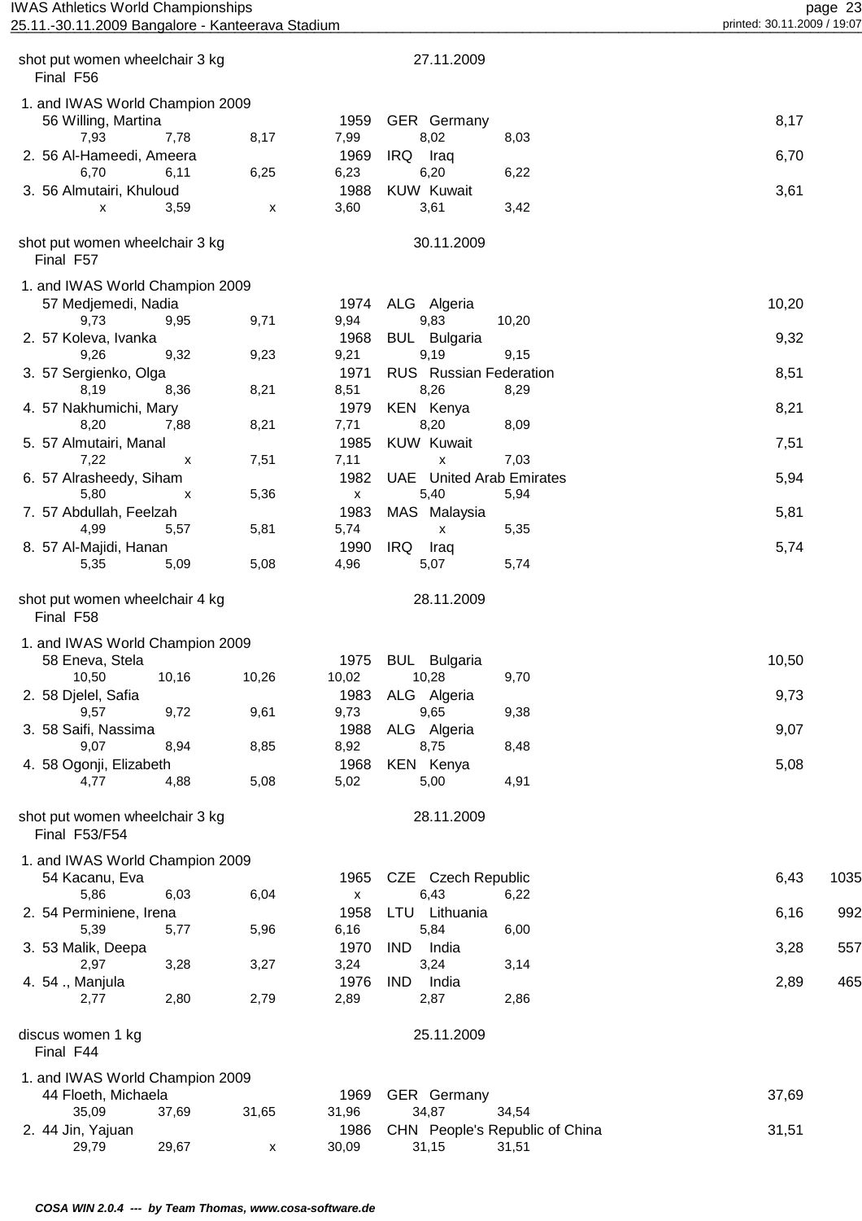shot put women wheelchair 3 kg — 27.11.2009

Final F56

| Place | Class | Name | Year | Nation | Result |
|---|---|---|---|---|---|
| 1. and IWAS World Champion 2009 | 56 | Willing, Martina | 1959 | GER Germany | 8,17 |
| | | 7,93 / 7,78 / 8,17 / 7,99 / 8,02 / 8,03 | | | |
| 2. | 56 | Al-Hameedi, Ameera | 1969 | IRQ Iraq | 6,70 |
| | | 6,70 / 6,11 / 6,25 / 6,23 / 6,20 / 6,22 | | | |
| 3. | 56 | Almutairi, Khuloud | 1988 | KUW Kuwait | 3,61 |
| | | x / 3,59 / x / 3,60 / 3,61 / 3,42 | | | |

shot put women wheelchair 3 kg — 30.11.2009

Final F57

| Place | Class | Name | Year | Nation | Result |
|---|---|---|---|---|---|
| 1. and IWAS World Champion 2009 | 57 | Medjemedi, Nadia | 1974 | ALG Algeria | 10,20 |
| | | 9,73 / 9,95 / 9,71 / 9,94 / 9,83 / 10,20 | | | |
| 2. | 57 | Koleva, Ivanka | 1968 | BUL Bulgaria | 9,32 |
| | | 9,26 / 9,32 / 9,23 / 9,21 / 9,19 / 9,15 | | | |
| 3. | 57 | Sergienko, Olga | 1971 | RUS Russian Federation | 8,51 |
| | | 8,19 / 8,36 / 8,21 / 8,51 / 8,26 / 8,29 | | | |
| 4. | 57 | Nakhumichi, Mary | 1979 | KEN Kenya | 8,21 |
| | | 8,20 / 7,88 / 8,21 / 7,71 / 8,20 / 8,09 | | | |
| 5. | 57 | Almutairi, Manal | 1985 | KUW Kuwait | 7,51 |
| | | 7,22 / x / 7,51 / 7,11 / x / 7,03 | | | |
| 6. | 57 | Alrasheedy, Siham | 1982 | UAE United Arab Emirates | 5,94 |
| | | 5,80 / x / 5,36 / x / 5,40 / 5,94 | | | |
| 7. | 57 | Abdullah, Feelzah | 1983 | MAS Malaysia | 5,81 |
| | | 4,99 / 5,57 / 5,81 / 5,74 / x / 5,35 | | | |
| 8. | 57 | Al-Majidi, Hanan | 1990 | IRQ Iraq | 5,74 |
| | | 5,35 / 5,09 / 5,08 / 4,96 / 5,07 / 5,74 | | | |

shot put women wheelchair 4 kg — 28.11.2009

Final F58

| Place | Class | Name | Year | Nation | Result |
|---|---|---|---|---|---|
| 1. and IWAS World Champion 2009 | 58 | Eneva, Stela | 1975 | BUL Bulgaria | 10,50 |
| | | 10,50 / 10,16 / 10,26 / 10,02 / 10,28 / 9,70 | | | |
| 2. | 58 | Djelel, Safia | 1983 | ALG Algeria | 9,73 |
| | | 9,57 / 9,72 / 9,61 / 9,73 / 9,65 / 9,38 | | | |
| 3. | 58 | Saifi, Nassima | 1988 | ALG Algeria | 9,07 |
| | | 9,07 / 8,94 / 8,85 / 8,92 / 8,75 / 8,48 | | | |
| 4. | 58 | Ogonji, Elizabeth | 1968 | KEN Kenya | 5,08 |
| | | 4,77 / 4,88 / 5,08 / 5,02 / 5,00 / 4,91 | | | |

shot put women wheelchair 3 kg — 28.11.2009

Final F53/F54

| Place | Class | Name | Year | Nation | Result | Points |
|---|---|---|---|---|---|---|
| 1. and IWAS World Champion 2009 | 54 | Kacanu, Eva | 1965 | CZE Czech Republic | 6,43 | 1035 |
| | | 5,86 / 6,03 / 6,04 / x / 6,43 / 6,22 | | | | |
| 2. | 54 | Perminiene, Irena | 1958 | LTU Lithuania | 6,16 | 992 |
| | | 5,39 / 5,77 / 5,96 / 6,16 / 5,84 / 6,00 | | | | |
| 3. | 53 | Malik, Deepa | 1970 | IND India | 3,28 | 557 |
| | | 2,97 / 3,28 / 3,27 / 3,24 / 3,24 / 3,14 | | | | |
| 4. | 54 | ., Manjula | 1976 | IND India | 2,89 | 465 |
| | | 2,77 / 2,80 / 2,79 / 2,89 / 2,87 / 2,86 | | | | |

discus women 1 kg — 25.11.2009

Final F44

| Place | Class | Name | Year | Nation | Result |
|---|---|---|---|---|---|
| 1. and IWAS World Champion 2009 | 44 | Floeth, Michaela | 1969 | GER Germany | 37,69 |
| | | 35,09 / 37,69 / 31,65 / 31,96 / 34,87 / 34,54 | | | |
| 2. | 44 | Jin, Yajuan | 1986 | CHN People's Republic of China | 31,51 |
| | | 29,79 / 29,67 / x / 30,09 / 31,15 / 31,51 | | | |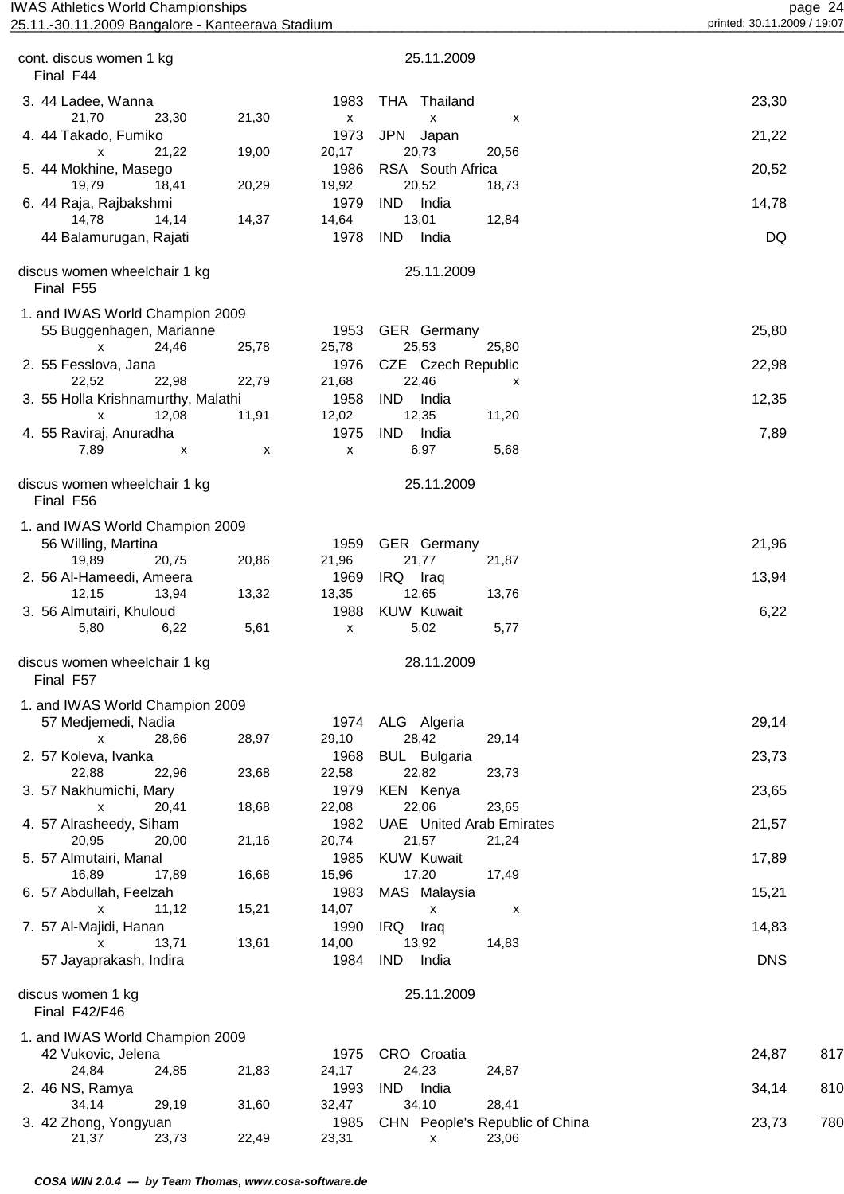cont. discus women 1 kg — 25.11.2009

Final F44

| Rank | Class | Name | Born | Nation | | Result | Points |
|---|---|---|---|---|---|---|---|
| 3. | 44 | Ladee, Wanna | 1983 | THA | Thailand | 23,30 | |
| | | 21,70 / 23,30 / 21,30 / x / x / x | | | | | |
| 4. | 44 | Takado, Fumiko | 1973 | JPN | Japan | 21,22 | |
| | | x / 21,22 / 19,00 / 20,17 / 20,73 / 20,56 | | | | | |
| 5. | 44 | Mokhine, Masego | 1986 | RSA | South Africa | 20,52 | |
| | | 19,79 / 18,41 / 20,29 / 19,92 / 20,52 / 18,73 | | | | | |
| 6. | 44 | Raja, Rajbakshmi | 1979 | IND | India | 14,78 | |
| | | 14,78 / 14,14 / 14,37 / 14,64 / 13,01 / 12,84 | | | | | |
| | 44 | Balamurugan, Rajati | 1978 | IND | India | DQ | |

discus women wheelchair 1 kg — 25.11.2009

Final F55

| Rank | Class | Name | Born | Nation | | Result | Points |
|---|---|---|---|---|---|---|---|
| 1. and IWAS World Champion 2009 | 55 | Buggenhagen, Marianne | 1953 | GER | Germany | 25,80 | |
| | | x / 24,46 / 25,78 / 25,78 / 25,53 / 25,80 | | | | | |
| 2. | 55 | Fesslova, Jana | 1976 | CZE | Czech Republic | 22,98 | |
| | | 22,52 / 22,98 / 22,79 / 21,68 / 22,46 / x | | | | | |
| 3. | 55 | Holla Krishnamurthy, Malathi | 1958 | IND | India | 12,35 | |
| | | x / 12,08 / 11,91 / 12,02 / 12,35 / 11,20 | | | | | |
| 4. | 55 | Raviraj, Anuradha | 1975 | IND | India | 7,89 | |
| | | 7,89 / x / x / x / 6,97 / 5,68 | | | | | |

discus women wheelchair 1 kg — 25.11.2009

Final F56

| Rank | Class | Name | Born | Nation | | Result | Points |
|---|---|---|---|---|---|---|---|
| 1. and IWAS World Champion 2009 | 56 | Willing, Martina | 1959 | GER | Germany | 21,96 | |
| | | 19,89 / 20,75 / 20,86 / 21,96 / 21,77 / 21,87 | | | | | |
| 2. | 56 | Al-Hameedi, Ameera | 1969 | IRQ | Iraq | 13,94 | |
| | | 12,15 / 13,94 / 13,32 / 13,35 / 12,65 / 13,76 | | | | | |
| 3. | 56 | Almutairi, Khuloud | 1988 | KUW | Kuwait | 6,22 | |
| | | 5,80 / 6,22 / 5,61 / x / 5,02 / 5,77 | | | | | |

discus women wheelchair 1 kg — 28.11.2009

Final F57

| Rank | Class | Name | Born | Nation | | Result | Points |
|---|---|---|---|---|---|---|---|
| 1. and IWAS World Champion 2009 | 57 | Medjemedi, Nadia | 1974 | ALG | Algeria | 29,14 | |
| | | x / 28,66 / 28,97 / 29,10 / 28,42 / 29,14 | | | | | |
| 2. | 57 | Koleva, Ivanka | 1968 | BUL | Bulgaria | 23,73 | |
| | | 22,88 / 22,96 / 23,68 / 22,58 / 22,82 / 23,73 | | | | | |
| 3. | 57 | Nakhumichi, Mary | 1979 | KEN | Kenya | 23,65 | |
| | | x / 20,41 / 18,68 / 22,08 / 22,06 / 23,65 | | | | | |
| 4. | 57 | Alrasheedy, Siham | 1982 | UAE | United Arab Emirates | 21,57 | |
| | | 20,95 / 20,00 / 21,16 / 20,74 / 21,57 / 21,24 | | | | | |
| 5. | 57 | Almutairi, Manal | 1985 | KUW | Kuwait | 17,89 | |
| | | 16,89 / 17,89 / 16,68 / 15,96 / 17,20 / 17,49 | | | | | |
| 6. | 57 | Abdullah, Feelzah | 1983 | MAS | Malaysia | 15,21 | |
| | | x / 11,12 / 15,21 / 14,07 / x / x | | | | | |
| 7. | 57 | Al-Majidi, Hanan | 1990 | IRQ | Iraq | 14,83 | |
| | | x / 13,71 / 13,61 / 14,00 / 13,92 / 14,83 | | | | | |
| | 57 | Jayaprakash, Indira | 1984 | IND | India | DNS | |

discus women 1 kg — 25.11.2009

Final F42/F46

| Rank | Class | Name | Born | Nation | | Result | Points |
|---|---|---|---|---|---|---|---|
| 1. and IWAS World Champion 2009 | 42 | Vukovic, Jelena | 1975 | CRO | Croatia | 24,87 | 817 |
| | | 24,84 / 24,85 / 21,83 / 24,17 / 24,23 / 24,87 | | | | | |
| 2. | 46 | NS, Ramya | 1993 | IND | India | 34,14 | 810 |
| | | 34,14 / 29,19 / 31,60 / 32,47 / 34,10 / 28,41 | | | | | |
| 3. | 42 | Zhong, Yongyuan | 1985 | CHN | People's Republic of China | 23,73 | 780 |
| | | 21,37 / 23,73 / 22,49 / 23,31 / x / 23,06 | | | | | |

*COSA WIN 2.0.4 --- by Team Thomas, www.cosa-software.de*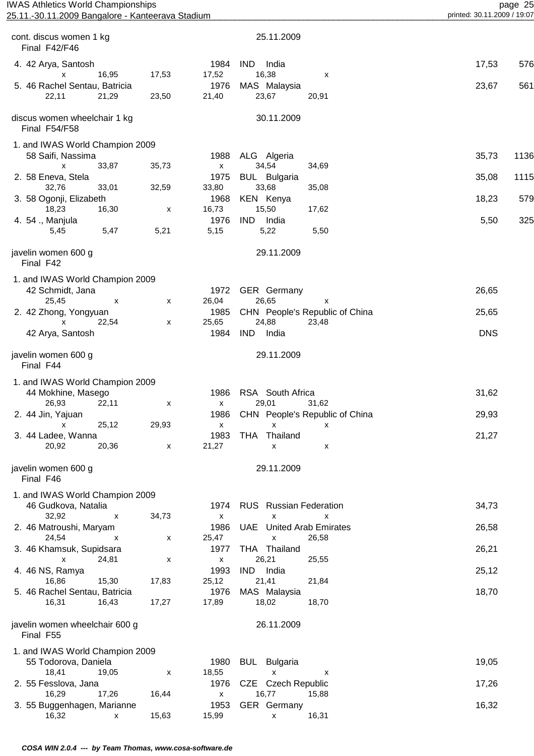cont. discus women 1 kg — 25.11.2009

Final F42/F46

| Rank | Class | Name | Year | Country | | Result | Points |
|---|---|---|---|---|---|---|---|
| 4. | 42 | Arya, Santosh | 1984 | IND | India | 17,53 | 576 |
| | | x, 16,95, 17,53, 17,52, 16,38, x | | | | | |
| 5. | 46 | Rachel Sentau, Batricia | 1976 | MAS | Malaysia | 23,67 | 561 |
| | | 22,11, 21,29, 23,50, 21,40, 23,67, 20,91 | | | | | |

discus women wheelchair 1 kg — 30.11.2009

Final F54/F58

| Rank | Class | Name | Year | Country | | Result | Points |
|---|---|---|---|---|---|---|---|
| 1. and IWAS World Champion 2009 | 58 | Saifi, Nassima | 1988 | ALG | Algeria | 35,73 | 1136 |
| | | x, 33,87, 35,73, x, 34,54, 34,69 | | | | | |
| 2. | 58 | Eneva, Stela | 1975 | BUL | Bulgaria | 35,08 | 1115 |
| | | 32,76, 33,01, 32,59, 33,80, 33,68, 35,08 | | | | | |
| 3. | 58 | Ogonji, Elizabeth | 1968 | KEN | Kenya | 18,23 | 579 |
| | | 18,23, 16,30, x, 16,73, 15,50, 17,62 | | | | | |
| 4. | 54 | ., Manjula | 1976 | IND | India | 5,50 | 325 |
| | | 5,45, 5,47, 5,21, 5,15, 5,22, 5,50 | | | | | |

javelin women 600 g — 29.11.2009

Final F42

| Rank | Class | Name | Year | Country | | Result |
|---|---|---|---|---|---|---|
| 1. and IWAS World Champion 2009 | 42 | Schmidt, Jana | 1972 | GER | Germany | 26,65 |
| | | 25,45, x, x, 26,04, 26,65, x | | | | |
| 2. | 42 | Zhong, Yongyuan | 1985 | CHN | People's Republic of China | 25,65 |
| | | x, 22,54, x, 25,65, 24,88, 23,48 | | | | |
| | 42 | Arya, Santosh | 1984 | IND | India | DNS |

javelin women 600 g — 29.11.2009

Final F44

| Rank | Class | Name | Year | Country | | Result |
|---|---|---|---|---|---|---|
| 1. and IWAS World Champion 2009 | 44 | Mokhine, Masego | 1986 | RSA | South Africa | 31,62 |
| | | 26,93, 22,11, x, x, 29,01, 31,62 | | | | |
| 2. | 44 | Jin, Yajuan | 1986 | CHN | People's Republic of China | 29,93 |
| | | x, 25,12, 29,93, x, x, x | | | | |
| 3. | 44 | Ladee, Wanna | 1983 | THA | Thailand | 21,27 |
| | | 20,92, 20,36, x, 21,27, x, x | | | | |

javelin women 600 g — 29.11.2009

Final F46

| Rank | Class | Name | Year | Country | | Result |
|---|---|---|---|---|---|---|
| 1. and IWAS World Champion 2009 | 46 | Gudkova, Natalia | 1974 | RUS | Russian Federation | 34,73 |
| | | 32,92, x, 34,73, x, x, x | | | | |
| 2. | 46 | Matroushi, Maryam | 1986 | UAE | United Arab Emirates | 26,58 |
| | | 24,54, x, x, 25,47, x, 26,58 | | | | |
| 3. | 46 | Khamsuk, Supidsara | 1977 | THA | Thailand | 26,21 |
| | | x, 24,81, x, x, 26,21, 25,55 | | | | |
| 4. | 46 | NS, Ramya | 1993 | IND | India | 25,12 |
| | | 16,86, 15,30, 17,83, 25,12, 21,41, 21,84 | | | | |
| 5. | 46 | Rachel Sentau, Batricia | 1976 | MAS | Malaysia | 18,70 |
| | | 16,31, 16,43, 17,27, 17,89, 18,02, 18,70 | | | | |

javelin women wheelchair 600 g — 26.11.2009

Final F55

| Rank | Class | Name | Year | Country | | Result |
|---|---|---|---|---|---|---|
| 1. and IWAS World Champion 2009 | 55 | Todorova, Daniela | 1980 | BUL | Bulgaria | 19,05 |
| | | 18,41, 19,05, x, 18,55, x, x | | | | |
| 2. | 55 | Fesslova, Jana | 1976 | CZE | Czech Republic | 17,26 |
| | | 16,29, 17,26, 16,44, x, 16,77, 15,88 | | | | |
| 3. | 55 | Buggenhagen, Marianne | 1953 | GER | Germany | 16,32 |
| | | 16,32, x, 15,63, 15,99, x, 16,31 | | | | |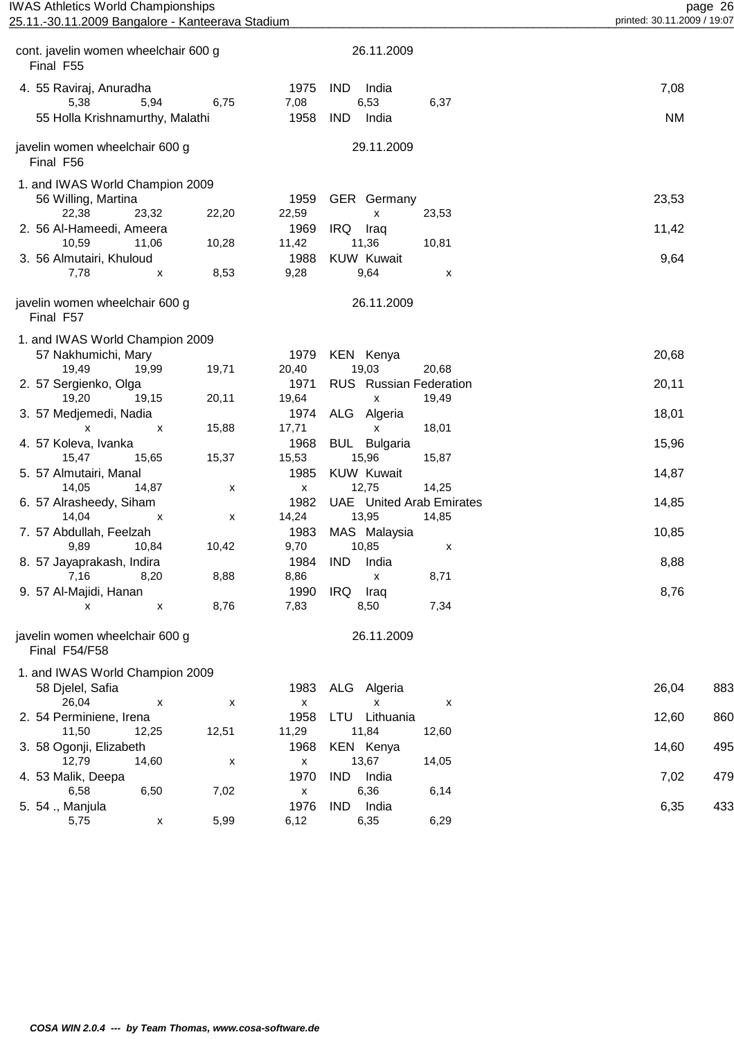cont. javelin women wheelchair 600 g — 26.11.2009
Final F55

| Rank | Class | Name | Year | Nation | | Result | Points |
|---|---|---|---|---|---|---|---|
| 4. | 55 | Raviraj, Anuradha | 1975 | IND | India | 7,08 | |
| | | 5,38 · 5,94 · 6,75 · 7,08 · 6,53 · 6,37 | | | | | |
| | 55 | Holla Krishnamurthy, Malathi | 1958 | IND | India | NM | |

javelin women wheelchair 600 g — 29.11.2009
Final F56

| Rank | Class | Name | Year | Nation | | Result | Points |
|---|---|---|---|---|---|---|---|
| 1. and IWAS World Champion 2009 | 56 | Willing, Martina | 1959 | GER | Germany | 23,53 | |
| | | 22,38 · 23,32 · 22,20 · 22,59 · x · 23,53 | | | | | |
| 2. | 56 | Al-Hameedi, Ameera | 1969 | IRQ | Iraq | 11,42 | |
| | | 10,59 · 11,06 · 10,28 · 11,42 · 11,36 · 10,81 | | | | | |
| 3. | 56 | Almutairi, Khuloud | 1988 | KUW | Kuwait | 9,64 | |
| | | 7,78 · x · 8,53 · 9,28 · 9,64 · x | | | | | |

javelin women wheelchair 600 g — 26.11.2009
Final F57

| Rank | Class | Name | Year | Nation | | Result | Points |
|---|---|---|---|---|---|---|---|
| 1. and IWAS World Champion 2009 | 57 | Nakhumichi, Mary | 1979 | KEN | Kenya | 20,68 | |
| | | 19,49 · 19,99 · 19,71 · 20,40 · 19,03 · 20,68 | | | | | |
| 2. | 57 | Sergienko, Olga | 1971 | RUS | Russian Federation | 20,11 | |
| | | 19,20 · 19,15 · 20,11 · 19,64 · x · 19,49 | | | | | |
| 3. | 57 | Medjemedi, Nadia | 1974 | ALG | Algeria | 18,01 | |
| | | x · x · 15,88 · 17,71 · x · 18,01 | | | | | |
| 4. | 57 | Koleva, Ivanka | 1968 | BUL | Bulgaria | 15,96 | |
| | | 15,47 · 15,65 · 15,37 · 15,53 · 15,96 · 15,87 | | | | | |
| 5. | 57 | Almutairi, Manal | 1985 | KUW | Kuwait | 14,87 | |
| | | 14,05 · 14,87 · x · x · 12,75 · 14,25 | | | | | |
| 6. | 57 | Alrasheedy, Siham | 1982 | UAE | United Arab Emirates | 14,85 | |
| | | 14,04 · x · x · 14,24 · 13,95 · 14,85 | | | | | |
| 7. | 57 | Abdullah, Feelzah | 1983 | MAS | Malaysia | 10,85 | |
| | | 9,89 · 10,84 · 10,42 · 9,70 · 10,85 · x | | | | | |
| 8. | 57 | Jayaprakash, Indira | 1984 | IND | India | 8,88 | |
| | | 7,16 · 8,20 · 8,88 · 8,86 · x · 8,71 | | | | | |
| 9. | 57 | Al-Majidi, Hanan | 1990 | IRQ | Iraq | 8,76 | |
| | | x · x · 8,76 · 7,83 · 8,50 · 7,34 | | | | | |

javelin women wheelchair 600 g — 26.11.2009
Final F54/F58

| Rank | Class | Name | Year | Nation | | Result | Points |
|---|---|---|---|---|---|---|---|
| 1. and IWAS World Champion 2009 | 58 | Djelel, Safia | 1983 | ALG | Algeria | 26,04 | 883 |
| | | 26,04 · x · x · x · x · x | | | | | |
| 2. | 54 | Perminiene, Irena | 1958 | LTU | Lithuania | 12,60 | 860 |
| | | 11,50 · 12,25 · 12,51 · 11,29 · 11,84 · 12,60 | | | | | |
| 3. | 58 | Ogonji, Elizabeth | 1968 | KEN | Kenya | 14,60 | 495 |
| | | 12,79 · 14,60 · x · x · 13,67 · 14,05 | | | | | |
| 4. | 53 | Malik, Deepa | 1970 | IND | India | 7,02 | 479 |
| | | 6,58 · 6,50 · 7,02 · x · 6,36 · 6,14 | | | | | |
| 5. | 54 | ., Manjula | 1976 | IND | India | 6,35 | 433 |
| | | 5,75 · x · 5,99 · 6,12 · 6,35 · 6,29 | | | | | |

*COSA WIN 2.0.4 --- by Team Thomas, www.cosa-software.de*